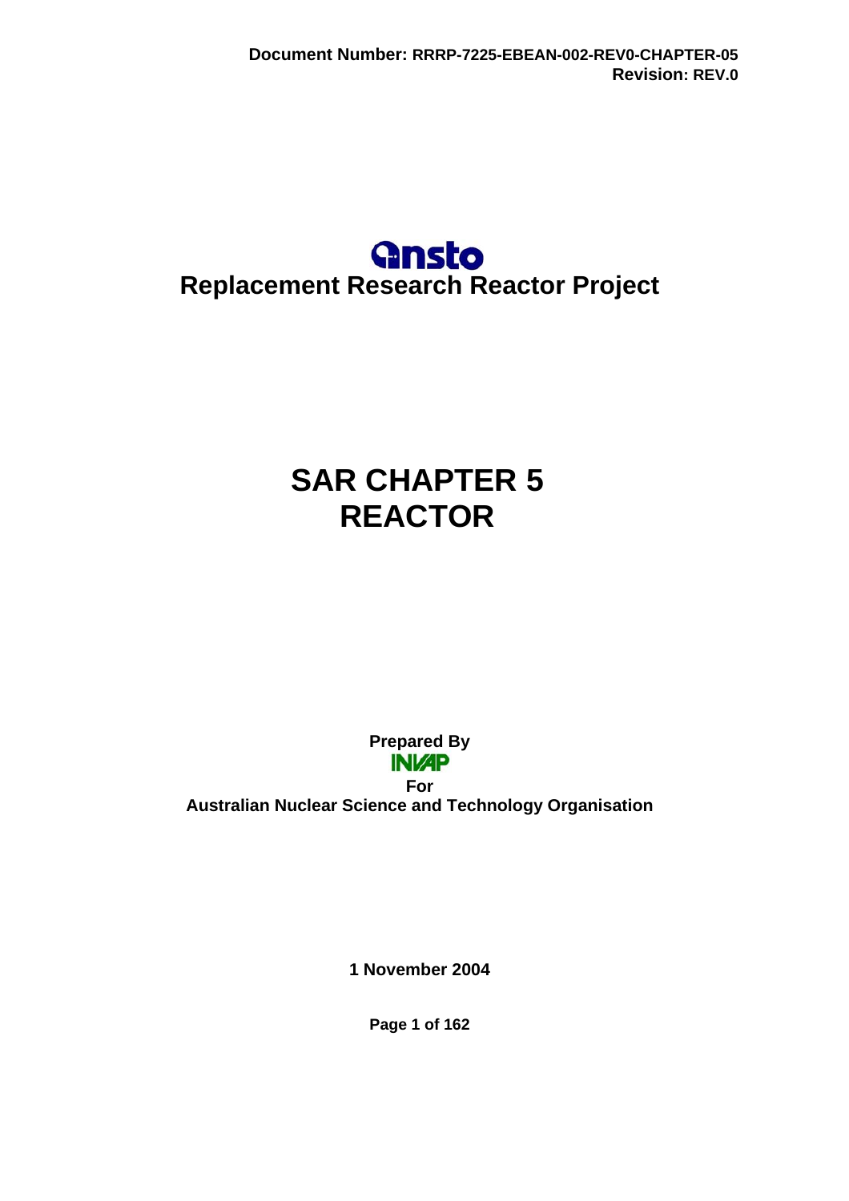Document Number: RRRP-7225-EBEAN-002-REV0-CHAPTER-05
Revision: REV.0

ansto

# Replacement Research Reactor Project

# SAR CHAPTER 5
# REACTOR

**Prepared By**

INVAP

**For**

**Australian Nuclear Science and Technology Organisation**

**1 November 2004**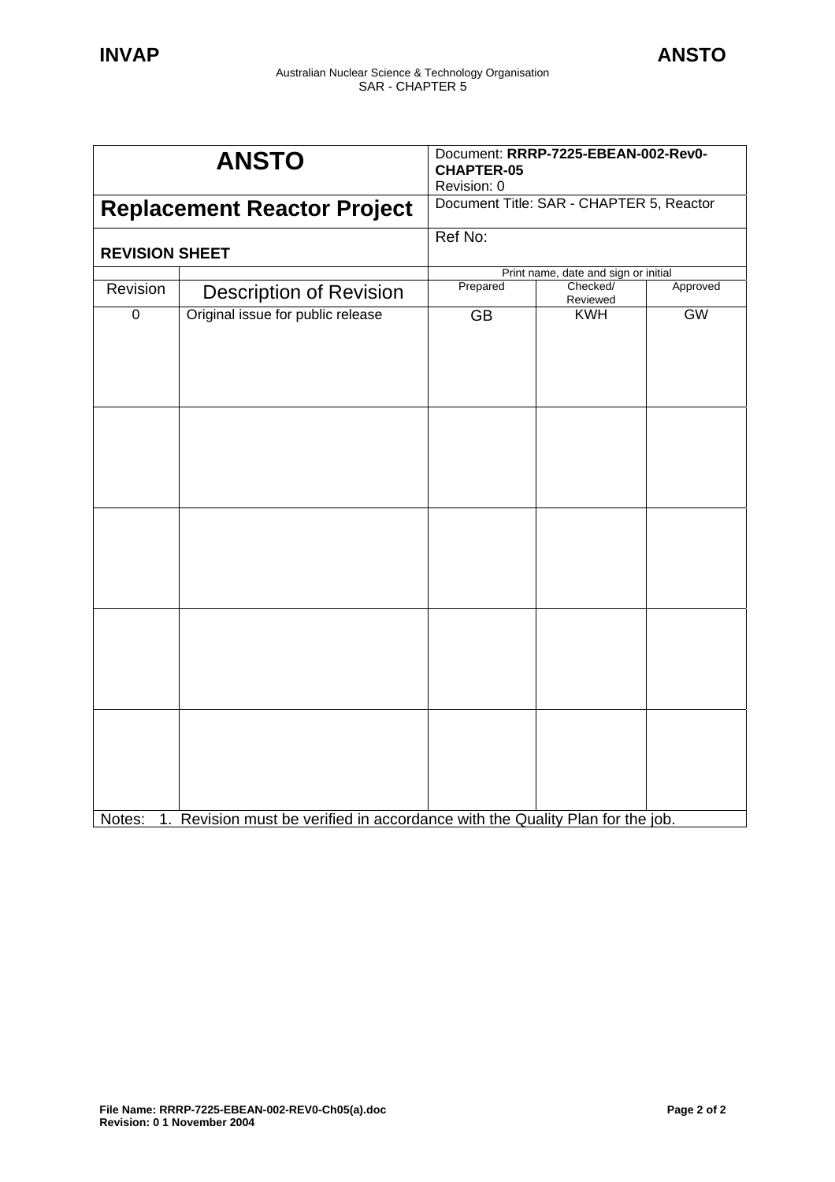| ANSTO | Document: **RRRP-7225-EBEAN-002-Rev0-CHAPTER-05** Revision: 0 | | |
|---|---|---|---|
| **Replacement Reactor Project** | Document Title: SAR - CHAPTER 5, Reactor | | |
| **REVISION SHEET** | Ref No: | | |

| | | Print name, date and sign or initial | | |
|---|---|---|---|---|
| Revision | Description of Revision | Prepared | Checked/ Reviewed | Approved |
| 0 | Original issue for public release | GB | KWH | GW |
| | | | | |
| | | | | |
| | | | | |
| | | | | |

Notes: 1. Revision must be verified in accordance with the Quality Plan for the job.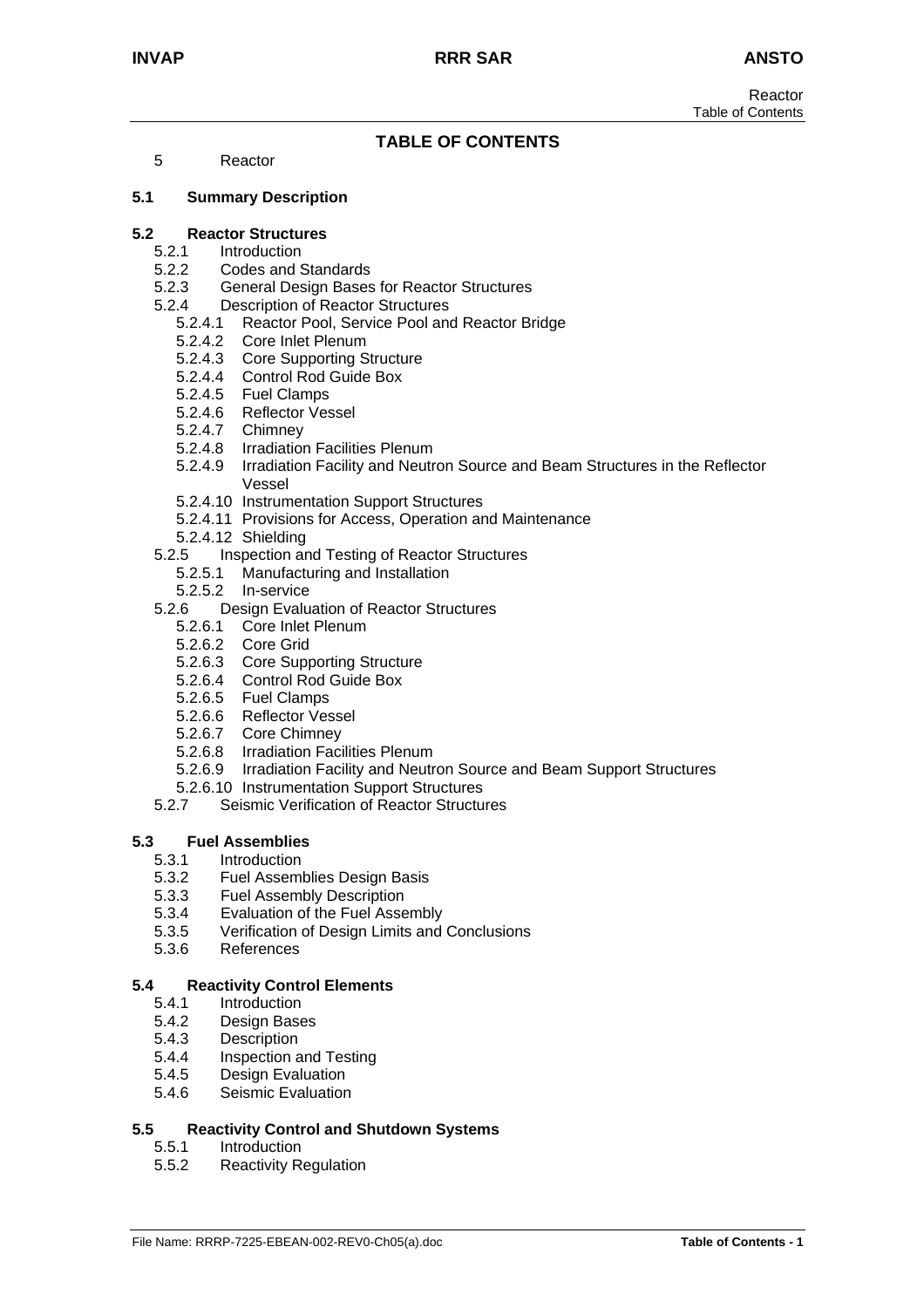## TABLE OF CONTENTS

5 Reactor

**5.1 Summary Description**

**5.2 Reactor Structures**

- 5.2.1 Introduction
- 5.2.2 Codes and Standards
- 5.2.3 General Design Bases for Reactor Structures
- 5.2.4 Description of Reactor Structures
  - 5.2.4.1 Reactor Pool, Service Pool and Reactor Bridge
  - 5.2.4.2 Core Inlet Plenum
  - 5.2.4.3 Core Supporting Structure
  - 5.2.4.4 Control Rod Guide Box
  - 5.2.4.5 Fuel Clamps
  - 5.2.4.6 Reflector Vessel
  - 5.2.4.7 Chimney
  - 5.2.4.8 Irradiation Facilities Plenum
  - 5.2.4.9 Irradiation Facility and Neutron Source and Beam Structures in the Reflector Vessel
  - 5.2.4.10 Instrumentation Support Structures
  - 5.2.4.11 Provisions for Access, Operation and Maintenance
  - 5.2.4.12 Shielding
- 5.2.5 Inspection and Testing of Reactor Structures
  - 5.2.5.1 Manufacturing and Installation
  - 5.2.5.2 In-service
- 5.2.6 Design Evaluation of Reactor Structures
  - 5.2.6.1 Core Inlet Plenum
  - 5.2.6.2 Core Grid
  - 5.2.6.3 Core Supporting Structure
  - 5.2.6.4 Control Rod Guide Box
  - 5.2.6.5 Fuel Clamps
  - 5.2.6.6 Reflector Vessel
  - 5.2.6.7 Core Chimney
  - 5.2.6.8 Irradiation Facilities Plenum
  - 5.2.6.9 Irradiation Facility and Neutron Source and Beam Support Structures
  - 5.2.6.10 Instrumentation Support Structures
- 5.2.7 Seismic Verification of Reactor Structures

**5.3 Fuel Assemblies**

- 5.3.1 Introduction
- 5.3.2 Fuel Assemblies Design Basis
- 5.3.3 Fuel Assembly Description
- 5.3.4 Evaluation of the Fuel Assembly
- 5.3.5 Verification of Design Limits and Conclusions
- 5.3.6 References

**5.4 Reactivity Control Elements**

- 5.4.1 Introduction
- 5.4.2 Design Bases
- 5.4.3 Description
- 5.4.4 Inspection and Testing
- 5.4.5 Design Evaluation
- 5.4.6 Seismic Evaluation

**5.5 Reactivity Control and Shutdown Systems**

- 5.5.1 Introduction
- 5.5.2 Reactivity Regulation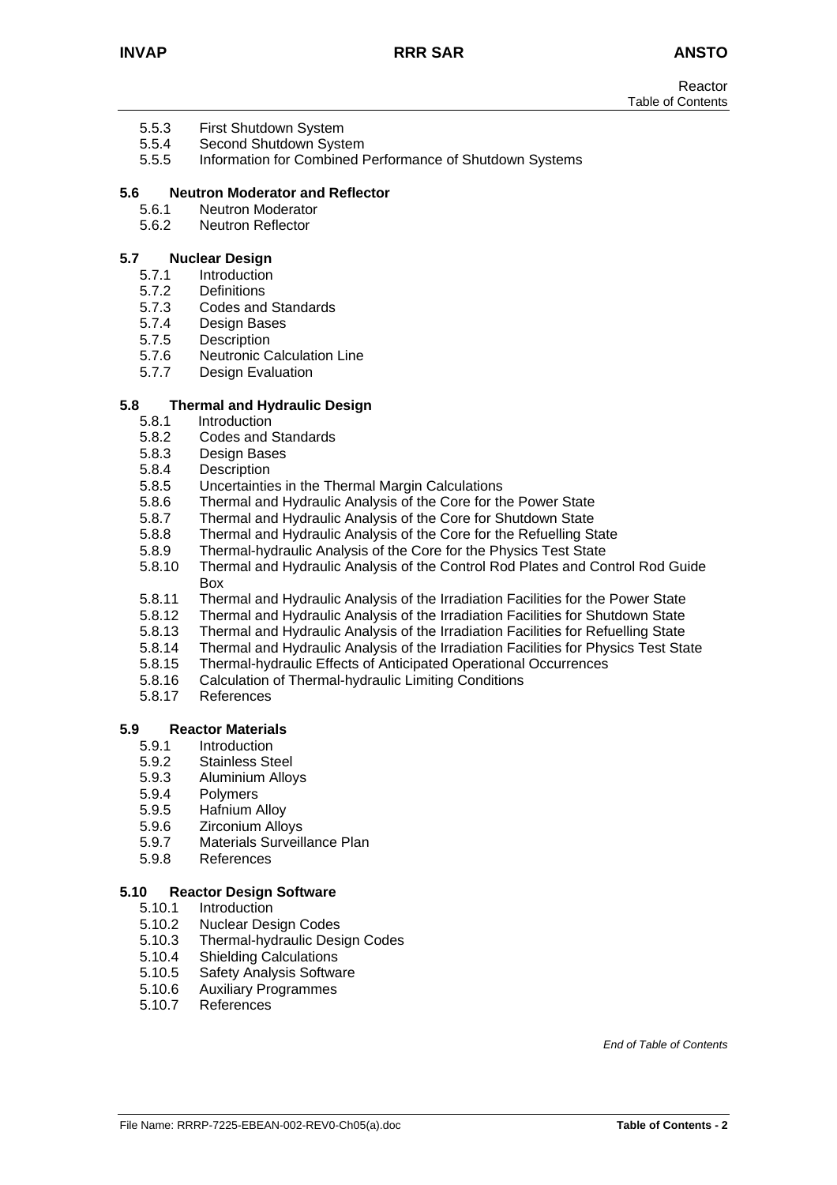5.5.3 First Shutdown System
5.5.4 Second Shutdown System
5.5.5 Information for Combined Performance of Shutdown Systems

**5.6 Neutron Moderator and Reflector**

5.6.1 Neutron Moderator
5.6.2 Neutron Reflector

**5.7 Nuclear Design**

5.7.1 Introduction
5.7.2 Definitions
5.7.3 Codes and Standards
5.7.4 Design Bases
5.7.5 Description
5.7.6 Neutronic Calculation Line
5.7.7 Design Evaluation

**5.8 Thermal and Hydraulic Design**

5.8.1 Introduction
5.8.2 Codes and Standards
5.8.3 Design Bases
5.8.4 Description
5.8.5 Uncertainties in the Thermal Margin Calculations
5.8.6 Thermal and Hydraulic Analysis of the Core for the Power State
5.8.7 Thermal and Hydraulic Analysis of the Core for Shutdown State
5.8.8 Thermal and Hydraulic Analysis of the Core for the Refuelling State
5.8.9 Thermal-hydraulic Analysis of the Core for the Physics Test State
5.8.10 Thermal and Hydraulic Analysis of the Control Rod Plates and Control Rod Guide Box
5.8.11 Thermal and Hydraulic Analysis of the Irradiation Facilities for the Power State
5.8.12 Thermal and Hydraulic Analysis of the Irradiation Facilities for Shutdown State
5.8.13 Thermal and Hydraulic Analysis of the Irradiation Facilities for Refuelling State
5.8.14 Thermal and Hydraulic Analysis of the Irradiation Facilities for Physics Test State
5.8.15 Thermal-hydraulic Effects of Anticipated Operational Occurrences
5.8.16 Calculation of Thermal-hydraulic Limiting Conditions
5.8.17 References

**5.9 Reactor Materials**

5.9.1 Introduction
5.9.2 Stainless Steel
5.9.3 Aluminium Alloys
5.9.4 Polymers
5.9.5 Hafnium Alloy
5.9.6 Zirconium Alloys
5.9.7 Materials Surveillance Plan
5.9.8 References

**5.10 Reactor Design Software**

5.10.1 Introduction
5.10.2 Nuclear Design Codes
5.10.3 Thermal-hydraulic Design Codes
5.10.4 Shielding Calculations
5.10.5 Safety Analysis Software
5.10.6 Auxiliary Programmes
5.10.7 References

*End of Table of Contents*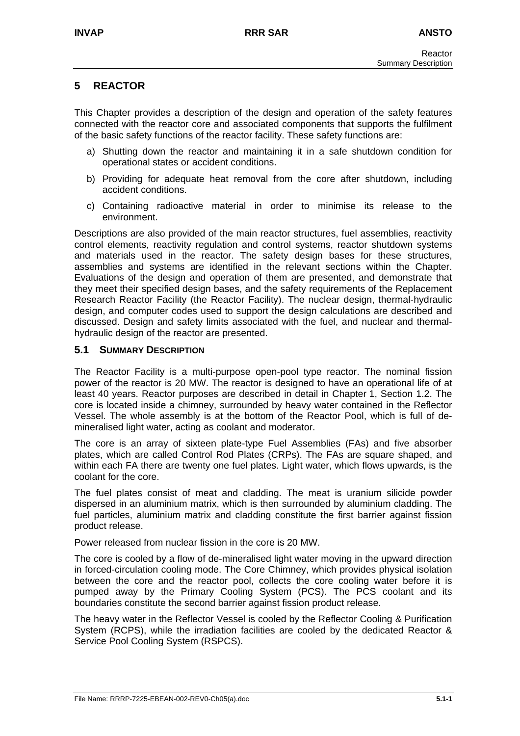# 5 REACTOR

This Chapter provides a description of the design and operation of the safety features connected with the reactor core and associated components that supports the fulfilment of the basic safety functions of the reactor facility. These safety functions are:

a) Shutting down the reactor and maintaining it in a safe shutdown condition for operational states or accident conditions.

b) Providing for adequate heat removal from the core after shutdown, including accident conditions.

c) Containing radioactive material in order to minimise its release to the environment.

Descriptions are also provided of the main reactor structures, fuel assemblies, reactivity control elements, reactivity regulation and control systems, reactor shutdown systems and materials used in the reactor. The safety design bases for these structures, assemblies and systems are identified in the relevant sections within the Chapter. Evaluations of the design and operation of them are presented, and demonstrate that they meet their specified design bases, and the safety requirements of the Replacement Research Reactor Facility (the Reactor Facility). The nuclear design, thermal-hydraulic design, and computer codes used to support the design calculations are described and discussed. Design and safety limits associated with the fuel, and nuclear and thermal-hydraulic design of the reactor are presented.

## 5.1 SUMMARY DESCRIPTION

The Reactor Facility is a multi-purpose open-pool type reactor. The nominal fission power of the reactor is 20 MW. The reactor is designed to have an operational life of at least 40 years. Reactor purposes are described in detail in Chapter 1, Section 1.2. The core is located inside a chimney, surrounded by heavy water contained in the Reflector Vessel. The whole assembly is at the bottom of the Reactor Pool, which is full of de-mineralised light water, acting as coolant and moderator.

The core is an array of sixteen plate-type Fuel Assemblies (FAs) and five absorber plates, which are called Control Rod Plates (CRPs). The FAs are square shaped, and within each FA there are twenty one fuel plates. Light water, which flows upwards, is the coolant for the core.

The fuel plates consist of meat and cladding. The meat is uranium silicide powder dispersed in an aluminium matrix, which is then surrounded by aluminium cladding. The fuel particles, aluminium matrix and cladding constitute the first barrier against fission product release.

Power released from nuclear fission in the core is 20 MW.

The core is cooled by a flow of de-mineralised light water moving in the upward direction in forced-circulation cooling mode. The Core Chimney, which provides physical isolation between the core and the reactor pool, collects the core cooling water before it is pumped away by the Primary Cooling System (PCS). The PCS coolant and its boundaries constitute the second barrier against fission product release.

The heavy water in the Reflector Vessel is cooled by the Reflector Cooling & Purification System (RCPS), while the irradiation facilities are cooled by the dedicated Reactor & Service Pool Cooling System (RSPCS).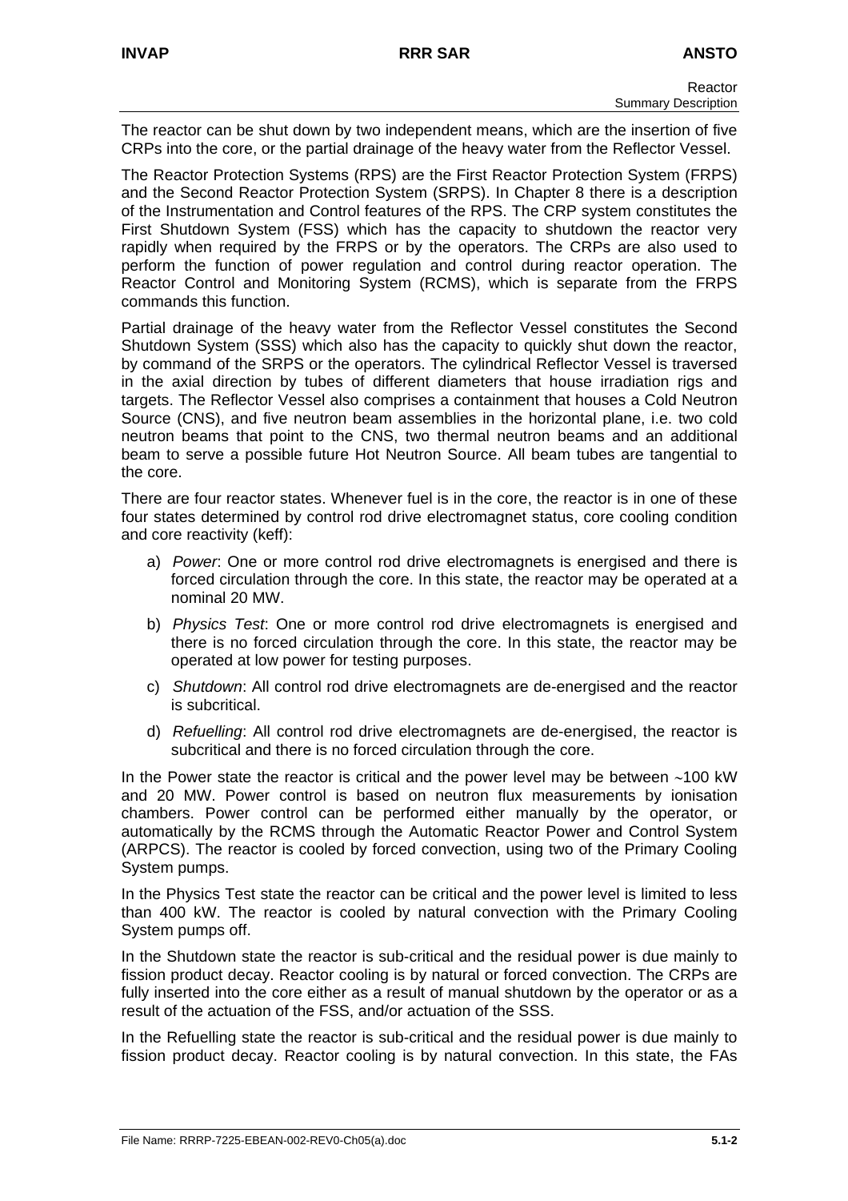The reactor can be shut down by two independent means, which are the insertion of five CRPs into the core, or the partial drainage of the heavy water from the Reflector Vessel.

The Reactor Protection Systems (RPS) are the First Reactor Protection System (FRPS) and the Second Reactor Protection System (SRPS). In Chapter 8 there is a description of the Instrumentation and Control features of the RPS. The CRP system constitutes the First Shutdown System (FSS) which has the capacity to shutdown the reactor very rapidly when required by the FRPS or by the operators. The CRPs are also used to perform the function of power regulation and control during reactor operation. The Reactor Control and Monitoring System (RCMS), which is separate from the FRPS commands this function.

Partial drainage of the heavy water from the Reflector Vessel constitutes the Second Shutdown System (SSS) which also has the capacity to quickly shut down the reactor, by command of the SRPS or the operators. The cylindrical Reflector Vessel is traversed in the axial direction by tubes of different diameters that house irradiation rigs and targets. The Reflector Vessel also comprises a containment that houses a Cold Neutron Source (CNS), and five neutron beam assemblies in the horizontal plane, i.e. two cold neutron beams that point to the CNS, two thermal neutron beams and an additional beam to serve a possible future Hot Neutron Source. All beam tubes are tangential to the core.

There are four reactor states. Whenever fuel is in the core, the reactor is in one of these four states determined by control rod drive electromagnet status, core cooling condition and core reactivity (keff):

a) *Power*: One or more control rod drive electromagnets is energised and there is forced circulation through the core. In this state, the reactor may be operated at a nominal 20 MW.

b) *Physics Test*: One or more control rod drive electromagnets is energised and there is no forced circulation through the core. In this state, the reactor may be operated at low power for testing purposes.

c) *Shutdown*: All control rod drive electromagnets are de-energised and the reactor is subcritical.

d) *Refuelling*: All control rod drive electromagnets are de-energised, the reactor is subcritical and there is no forced circulation through the core.

In the Power state the reactor is critical and the power level may be between ~100 kW and 20 MW. Power control is based on neutron flux measurements by ionisation chambers. Power control can be performed either manually by the operator, or automatically by the RCMS through the Automatic Reactor Power and Control System (ARPCS). The reactor is cooled by forced convection, using two of the Primary Cooling System pumps.

In the Physics Test state the reactor can be critical and the power level is limited to less than 400 kW. The reactor is cooled by natural convection with the Primary Cooling System pumps off.

In the Shutdown state the reactor is sub-critical and the residual power is due mainly to fission product decay. Reactor cooling is by natural or forced convection. The CRPs are fully inserted into the core either as a result of manual shutdown by the operator or as a result of the actuation of the FSS, and/or actuation of the SSS.

In the Refuelling state the reactor is sub-critical and the residual power is due mainly to fission product decay. Reactor cooling is by natural convection. In this state, the FAs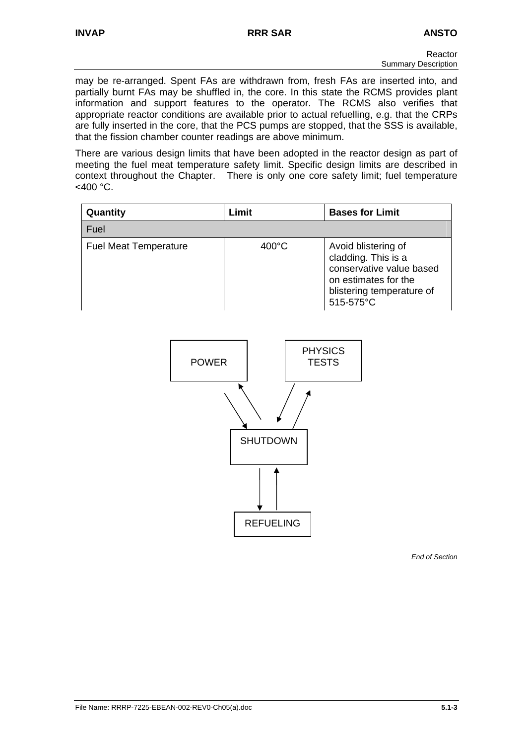may be re-arranged. Spent FAs are withdrawn from, fresh FAs are inserted into, and partially burnt FAs may be shuffled in, the core. In this state the RCMS provides plant information and support features to the operator. The RCMS also verifies that appropriate reactor conditions are available prior to actual refuelling, e.g. that the CRPs are fully inserted in the core, that the PCS pumps are stopped, that the SSS is available, that the fission chamber counter readings are above minimum.

There are various design limits that have been adopted in the reactor design as part of meeting the fuel meat temperature safety limit. Specific design limits are described in context throughout the Chapter. There is only one core safety limit; fuel temperature <400 °C.

| Quantity | Limit | Bases for Limit |
|---|---|---|
| Fuel | | |
| Fuel Meat Temperature | 400°C | Avoid blistering of cladding. This is a conservative value based on estimates for the blistering temperature of 515-575°C |

POWER

PHYSICS TESTS

SHUTDOWN

REFUELING

*End of Section*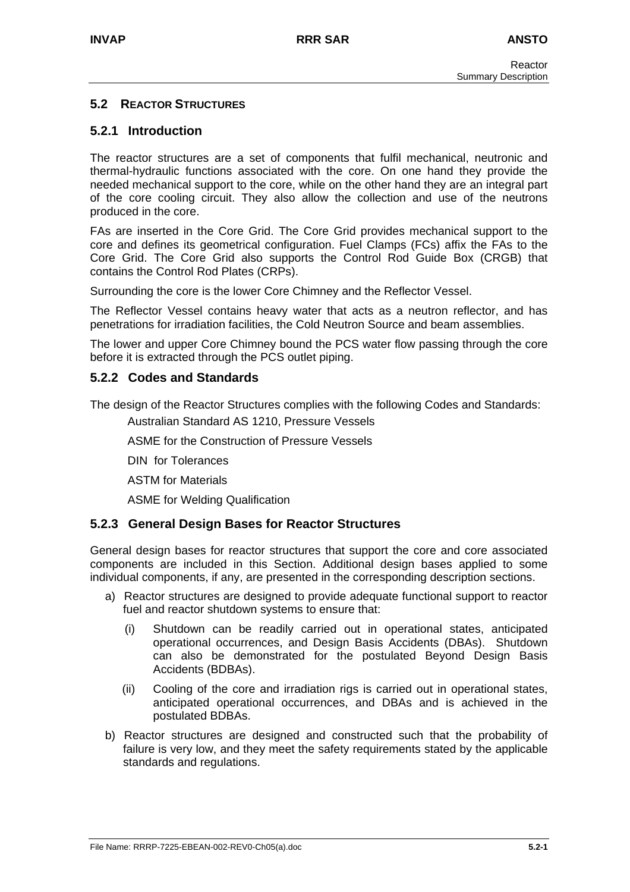## 5.2 REACTOR STRUCTURES

### 5.2.1 Introduction

The reactor structures are a set of components that fulfil mechanical, neutronic and thermal-hydraulic functions associated with the core. On one hand they provide the needed mechanical support to the core, while on the other hand they are an integral part of the core cooling circuit. They also allow the collection and use of the neutrons produced in the core.

FAs are inserted in the Core Grid. The Core Grid provides mechanical support to the core and defines its geometrical configuration. Fuel Clamps (FCs) affix the FAs to the Core Grid. The Core Grid also supports the Control Rod Guide Box (CRGB) that contains the Control Rod Plates (CRPs).

Surrounding the core is the lower Core Chimney and the Reflector Vessel.

The Reflector Vessel contains heavy water that acts as a neutron reflector, and has penetrations for irradiation facilities, the Cold Neutron Source and beam assemblies.

The lower and upper Core Chimney bound the PCS water flow passing through the core before it is extracted through the PCS outlet piping.

### 5.2.2 Codes and Standards

The design of the Reactor Structures complies with the following Codes and Standards:

Australian Standard AS 1210, Pressure Vessels

ASME for the Construction of Pressure Vessels

DIN for Tolerances

ASTM for Materials

ASME for Welding Qualification

### 5.2.3 General Design Bases for Reactor Structures

General design bases for reactor structures that support the core and core associated components are included in this Section. Additional design bases applied to some individual components, if any, are presented in the corresponding description sections.

a) Reactor structures are designed to provide adequate functional support to reactor fuel and reactor shutdown systems to ensure that:

   (i) Shutdown can be readily carried out in operational states, anticipated operational occurrences, and Design Basis Accidents (DBAs). Shutdown can also be demonstrated for the postulated Beyond Design Basis Accidents (BDBAs).

   (ii) Cooling of the core and irradiation rigs is carried out in operational states, anticipated operational occurrences, and DBAs and is achieved in the postulated BDBAs.

b) Reactor structures are designed and constructed such that the probability of failure is very low, and they meet the safety requirements stated by the applicable standards and regulations.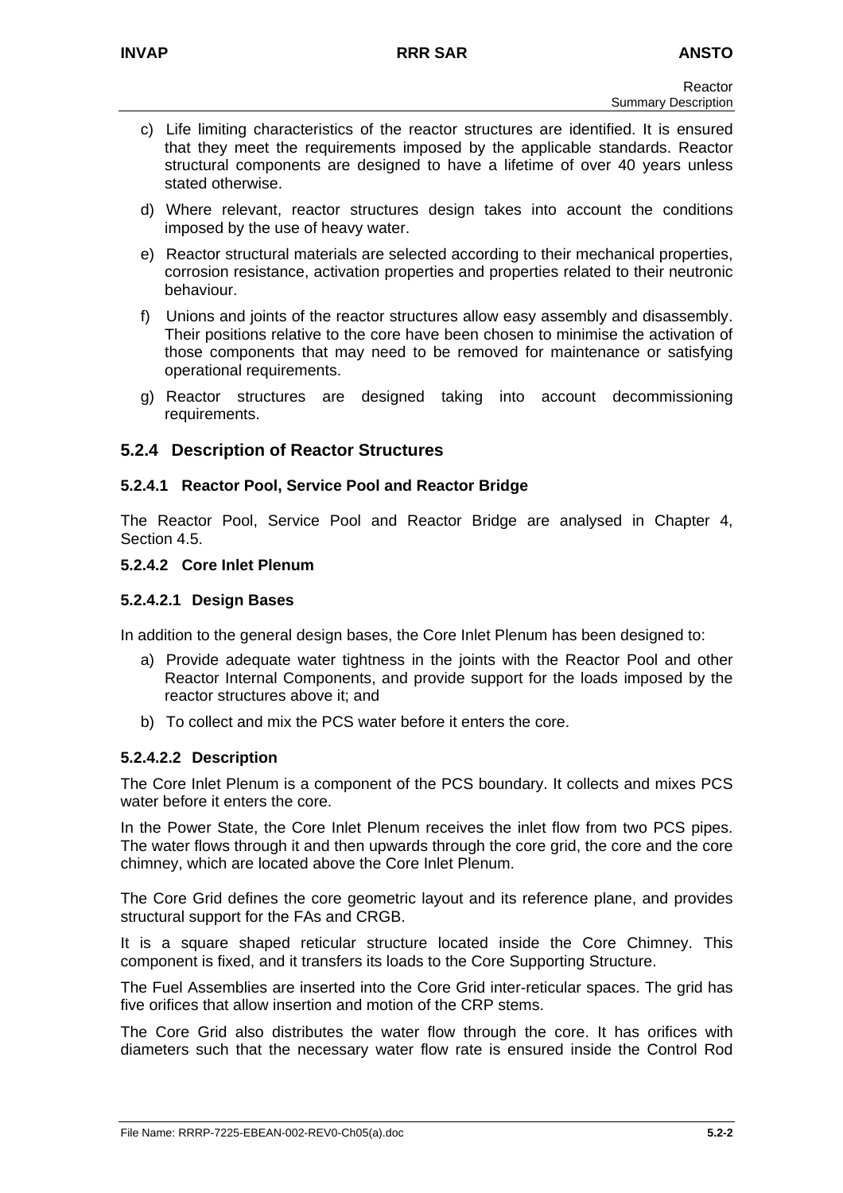c) Life limiting characteristics of the reactor structures are identified. It is ensured that they meet the requirements imposed by the applicable standards. Reactor structural components are designed to have a lifetime of over 40 years unless stated otherwise.

d) Where relevant, reactor structures design takes into account the conditions imposed by the use of heavy water.

e) Reactor structural materials are selected according to their mechanical properties, corrosion resistance, activation properties and properties related to their neutronic behaviour.

f) Unions and joints of the reactor structures allow easy assembly and disassembly. Their positions relative to the core have been chosen to minimise the activation of those components that may need to be removed for maintenance or satisfying operational requirements.

g) Reactor structures are designed taking into account decommissioning requirements.

## 5.2.4 Description of Reactor Structures

### 5.2.4.1 Reactor Pool, Service Pool and Reactor Bridge

The Reactor Pool, Service Pool and Reactor Bridge are analysed in Chapter 4, Section 4.5.

### 5.2.4.2 Core Inlet Plenum

#### 5.2.4.2.1 Design Bases

In addition to the general design bases, the Core Inlet Plenum has been designed to:

a) Provide adequate water tightness in the joints with the Reactor Pool and other Reactor Internal Components, and provide support for the loads imposed by the reactor structures above it; and

b) To collect and mix the PCS water before it enters the core.

#### 5.2.4.2.2 Description

The Core Inlet Plenum is a component of the PCS boundary. It collects and mixes PCS water before it enters the core.

In the Power State, the Core Inlet Plenum receives the inlet flow from two PCS pipes. The water flows through it and then upwards through the core grid, the core and the core chimney, which are located above the Core Inlet Plenum.

The Core Grid defines the core geometric layout and its reference plane, and provides structural support for the FAs and CRGB.

It is a square shaped reticular structure located inside the Core Chimney. This component is fixed, and it transfers its loads to the Core Supporting Structure.

The Fuel Assemblies are inserted into the Core Grid inter-reticular spaces. The grid has five orifices that allow insertion and motion of the CRP stems.

The Core Grid also distributes the water flow through the core. It has orifices with diameters such that the necessary water flow rate is ensured inside the Control Rod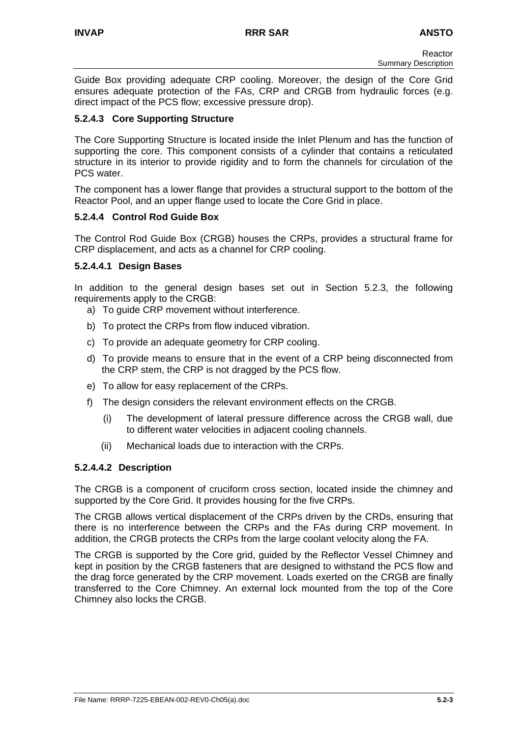Guide Box providing adequate CRP cooling. Moreover, the design of the Core Grid ensures adequate protection of the FAs, CRP and CRGB from hydraulic forces (e.g. direct impact of the PCS flow; excessive pressure drop).

### 5.2.4.3 Core Supporting Structure

The Core Supporting Structure is located inside the Inlet Plenum and has the function of supporting the core. This component consists of a cylinder that contains a reticulated structure in its interior to provide rigidity and to form the channels for circulation of the PCS water.

The component has a lower flange that provides a structural support to the bottom of the Reactor Pool, and an upper flange used to locate the Core Grid in place.

### 5.2.4.4 Control Rod Guide Box

The Control Rod Guide Box (CRGB) houses the CRPs, provides a structural frame for CRP displacement, and acts as a channel for CRP cooling.

#### 5.2.4.4.1 Design Bases

In addition to the general design bases set out in Section 5.2.3, the following requirements apply to the CRGB:

a) To guide CRP movement without interference.

b) To protect the CRPs from flow induced vibration.

c) To provide an adequate geometry for CRP cooling.

d) To provide means to ensure that in the event of a CRP being disconnected from the CRP stem, the CRP is not dragged by the PCS flow.

e) To allow for easy replacement of the CRPs.

f) The design considers the relevant environment effects on the CRGB.

   (i) The development of lateral pressure difference across the CRGB wall, due to different water velocities in adjacent cooling channels.

   (ii) Mechanical loads due to interaction with the CRPs.

#### 5.2.4.4.2 Description

The CRGB is a component of cruciform cross section, located inside the chimney and supported by the Core Grid. It provides housing for the five CRPs.

The CRGB allows vertical displacement of the CRPs driven by the CRDs, ensuring that there is no interference between the CRPs and the FAs during CRP movement. In addition, the CRGB protects the CRPs from the large coolant velocity along the FA.

The CRGB is supported by the Core grid, guided by the Reflector Vessel Chimney and kept in position by the CRGB fasteners that are designed to withstand the PCS flow and the drag force generated by the CRP movement. Loads exerted on the CRGB are finally transferred to the Core Chimney. An external lock mounted from the top of the Core Chimney also locks the CRGB.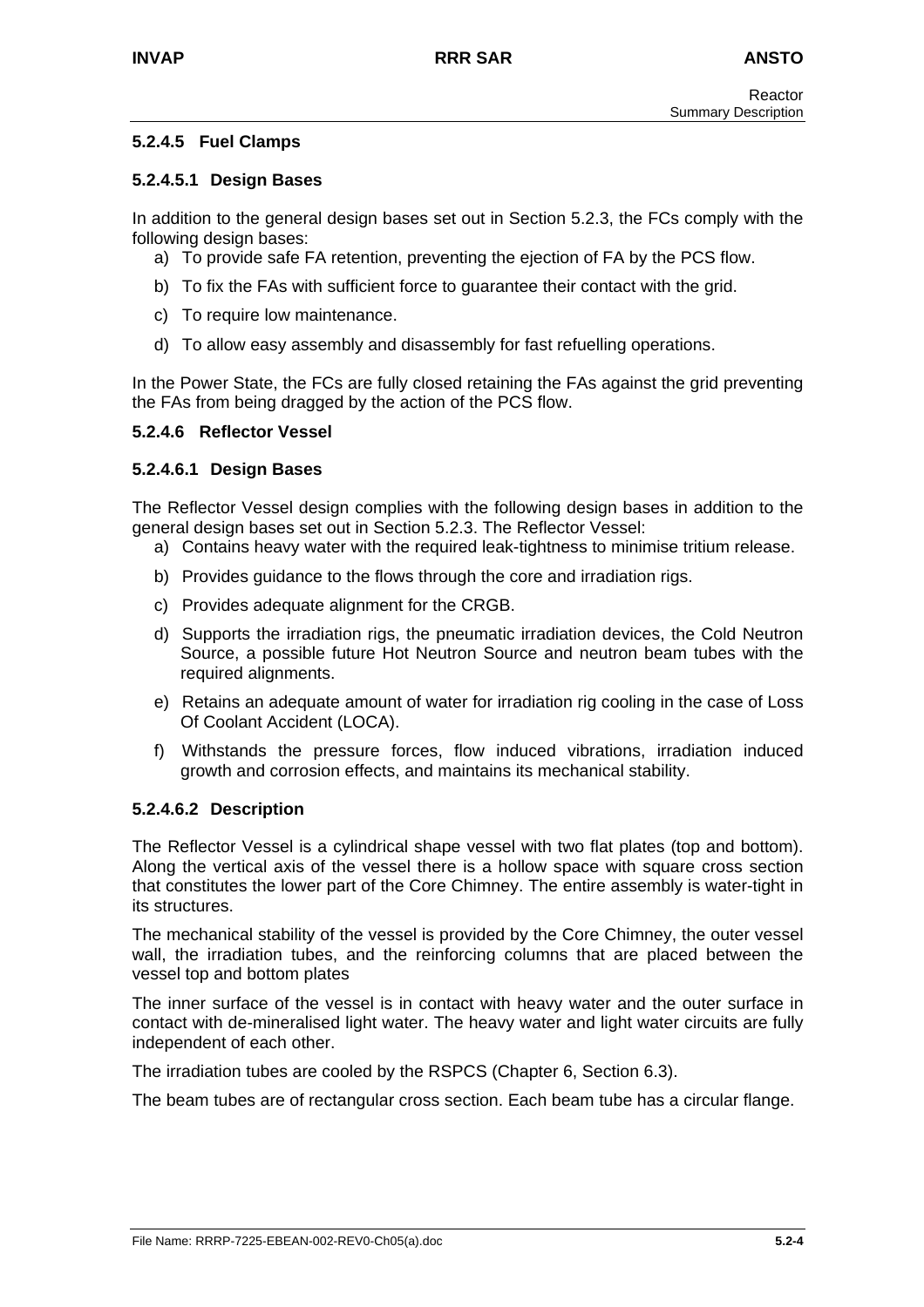#### 5.2.4.5 Fuel Clamps

##### 5.2.4.5.1 Design Bases

In addition to the general design bases set out in Section 5.2.3, the FCs comply with the following design bases:

a) To provide safe FA retention, preventing the ejection of FA by the PCS flow.

b) To fix the FAs with sufficient force to guarantee their contact with the grid.

c) To require low maintenance.

d) To allow easy assembly and disassembly for fast refuelling operations.

In the Power State, the FCs are fully closed retaining the FAs against the grid preventing the FAs from being dragged by the action of the PCS flow.

#### 5.2.4.6 Reflector Vessel

##### 5.2.4.6.1 Design Bases

The Reflector Vessel design complies with the following design bases in addition to the general design bases set out in Section 5.2.3. The Reflector Vessel:

a) Contains heavy water with the required leak-tightness to minimise tritium release.

b) Provides guidance to the flows through the core and irradiation rigs.

c) Provides adequate alignment for the CRGB.

d) Supports the irradiation rigs, the pneumatic irradiation devices, the Cold Neutron Source, a possible future Hot Neutron Source and neutron beam tubes with the required alignments.

e) Retains an adequate amount of water for irradiation rig cooling in the case of Loss Of Coolant Accident (LOCA).

f) Withstands the pressure forces, flow induced vibrations, irradiation induced growth and corrosion effects, and maintains its mechanical stability.

##### 5.2.4.6.2 Description

The Reflector Vessel is a cylindrical shape vessel with two flat plates (top and bottom). Along the vertical axis of the vessel there is a hollow space with square cross section that constitutes the lower part of the Core Chimney. The entire assembly is water-tight in its structures.

The mechanical stability of the vessel is provided by the Core Chimney, the outer vessel wall, the irradiation tubes, and the reinforcing columns that are placed between the vessel top and bottom plates

The inner surface of the vessel is in contact with heavy water and the outer surface in contact with de-mineralised light water. The heavy water and light water circuits are fully independent of each other.

The irradiation tubes are cooled by the RSPCS (Chapter 6, Section 6.3).

The beam tubes are of rectangular cross section. Each beam tube has a circular flange.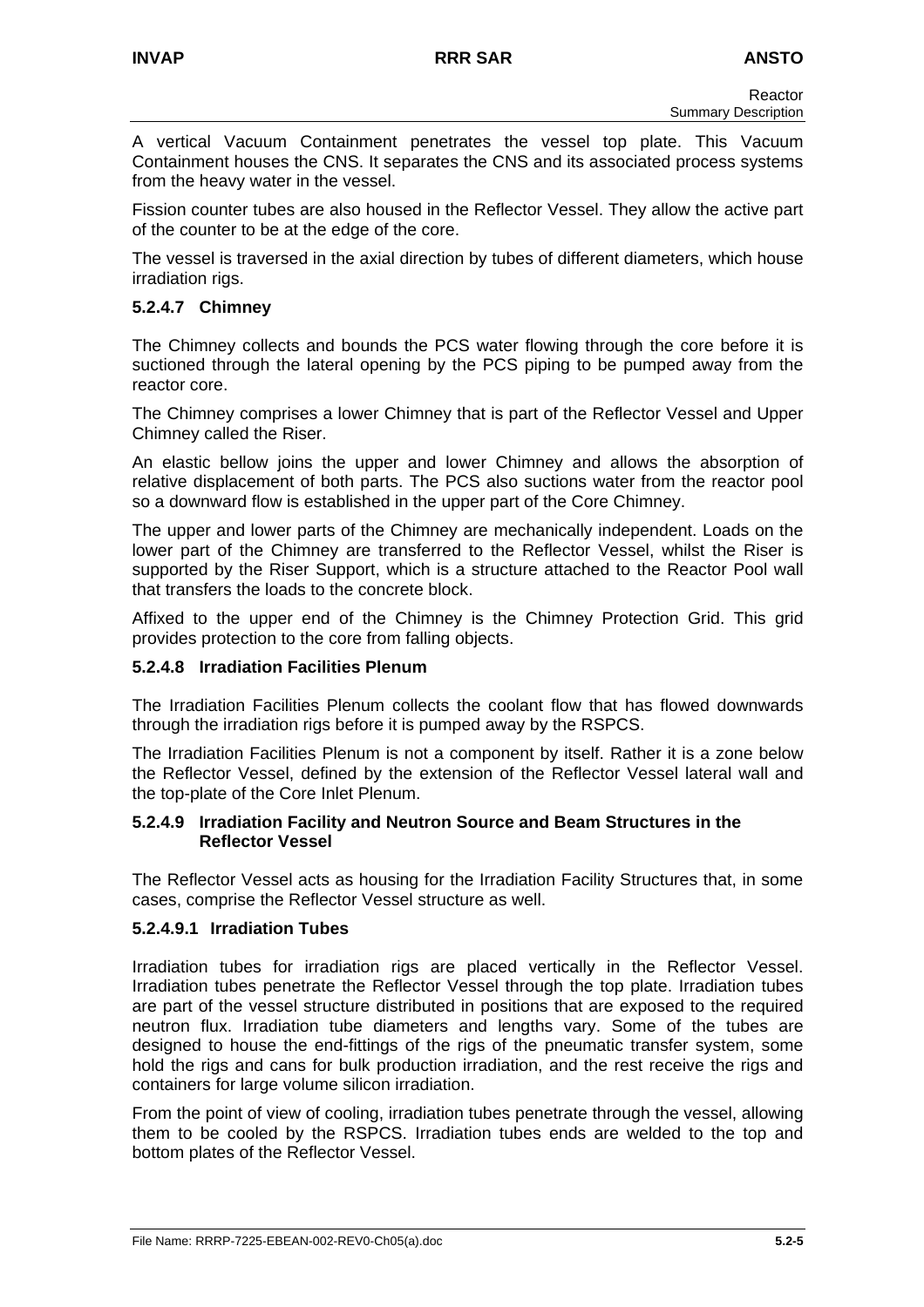A vertical Vacuum Containment penetrates the vessel top plate. This Vacuum Containment houses the CNS. It separates the CNS and its associated process systems from the heavy water in the vessel.

Fission counter tubes are also housed in the Reflector Vessel. They allow the active part of the counter to be at the edge of the core.

The vessel is traversed in the axial direction by tubes of different diameters, which house irradiation rigs.

#### 5.2.4.7 Chimney

The Chimney collects and bounds the PCS water flowing through the core before it is suctioned through the lateral opening by the PCS piping to be pumped away from the reactor core.

The Chimney comprises a lower Chimney that is part of the Reflector Vessel and Upper Chimney called the Riser.

An elastic bellow joins the upper and lower Chimney and allows the absorption of relative displacement of both parts. The PCS also suctions water from the reactor pool so a downward flow is established in the upper part of the Core Chimney.

The upper and lower parts of the Chimney are mechanically independent. Loads on the lower part of the Chimney are transferred to the Reflector Vessel, whilst the Riser is supported by the Riser Support, which is a structure attached to the Reactor Pool wall that transfers the loads to the concrete block.

Affixed to the upper end of the Chimney is the Chimney Protection Grid. This grid provides protection to the core from falling objects.

#### 5.2.4.8 Irradiation Facilities Plenum

The Irradiation Facilities Plenum collects the coolant flow that has flowed downwards through the irradiation rigs before it is pumped away by the RSPCS.

The Irradiation Facilities Plenum is not a component by itself. Rather it is a zone below the Reflector Vessel, defined by the extension of the Reflector Vessel lateral wall and the top-plate of the Core Inlet Plenum.

#### 5.2.4.9 Irradiation Facility and Neutron Source and Beam Structures in the Reflector Vessel

The Reflector Vessel acts as housing for the Irradiation Facility Structures that, in some cases, comprise the Reflector Vessel structure as well.

##### 5.2.4.9.1 Irradiation Tubes

Irradiation tubes for irradiation rigs are placed vertically in the Reflector Vessel. Irradiation tubes penetrate the Reflector Vessel through the top plate. Irradiation tubes are part of the vessel structure distributed in positions that are exposed to the required neutron flux. Irradiation tube diameters and lengths vary. Some of the tubes are designed to house the end-fittings of the rigs of the pneumatic transfer system, some hold the rigs and cans for bulk production irradiation, and the rest receive the rigs and containers for large volume silicon irradiation.

From the point of view of cooling, irradiation tubes penetrate through the vessel, allowing them to be cooled by the RSPCS. Irradiation tubes ends are welded to the top and bottom plates of the Reflector Vessel.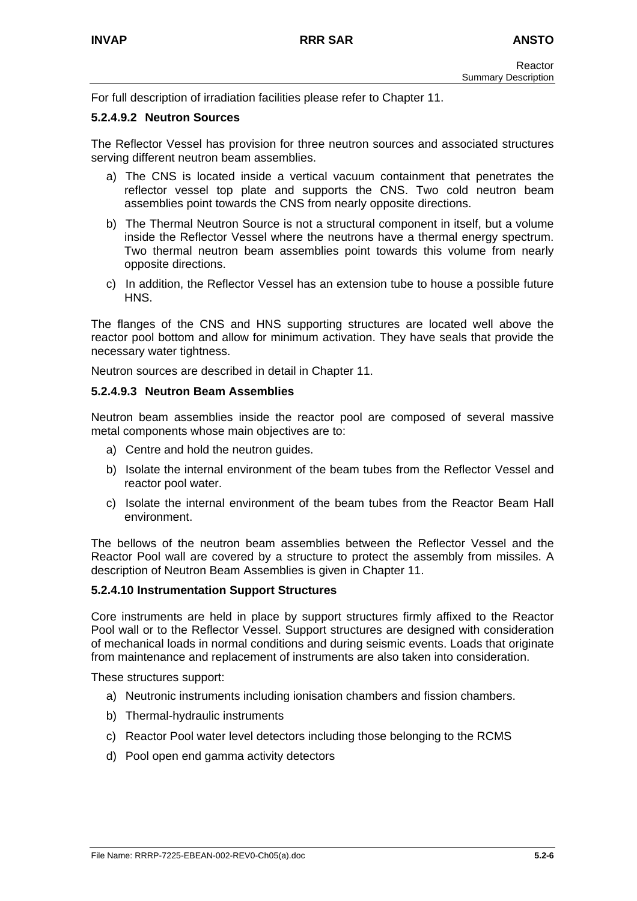For full description of irradiation facilities please refer to Chapter 11.

#### 5.2.4.9.2 Neutron Sources

The Reflector Vessel has provision for three neutron sources and associated structures serving different neutron beam assemblies.

a) The CNS is located inside a vertical vacuum containment that penetrates the reflector vessel top plate and supports the CNS. Two cold neutron beam assemblies point towards the CNS from nearly opposite directions.

b) The Thermal Neutron Source is not a structural component in itself, but a volume inside the Reflector Vessel where the neutrons have a thermal energy spectrum. Two thermal neutron beam assemblies point towards this volume from nearly opposite directions.

c) In addition, the Reflector Vessel has an extension tube to house a possible future HNS.

The flanges of the CNS and HNS supporting structures are located well above the reactor pool bottom and allow for minimum activation. They have seals that provide the necessary water tightness.

Neutron sources are described in detail in Chapter 11.

#### 5.2.4.9.3 Neutron Beam Assemblies

Neutron beam assemblies inside the reactor pool are composed of several massive metal components whose main objectives are to:

a) Centre and hold the neutron guides.

b) Isolate the internal environment of the beam tubes from the Reflector Vessel and reactor pool water.

c) Isolate the internal environment of the beam tubes from the Reactor Beam Hall environment.

The bellows of the neutron beam assemblies between the Reflector Vessel and the Reactor Pool wall are covered by a structure to protect the assembly from missiles. A description of Neutron Beam Assemblies is given in Chapter 11.

#### 5.2.4.10 Instrumentation Support Structures

Core instruments are held in place by support structures firmly affixed to the Reactor Pool wall or to the Reflector Vessel. Support structures are designed with consideration of mechanical loads in normal conditions and during seismic events. Loads that originate from maintenance and replacement of instruments are also taken into consideration.

These structures support:

a) Neutronic instruments including ionisation chambers and fission chambers.

b) Thermal-hydraulic instruments

c) Reactor Pool water level detectors including those belonging to the RCMS

d) Pool open end gamma activity detectors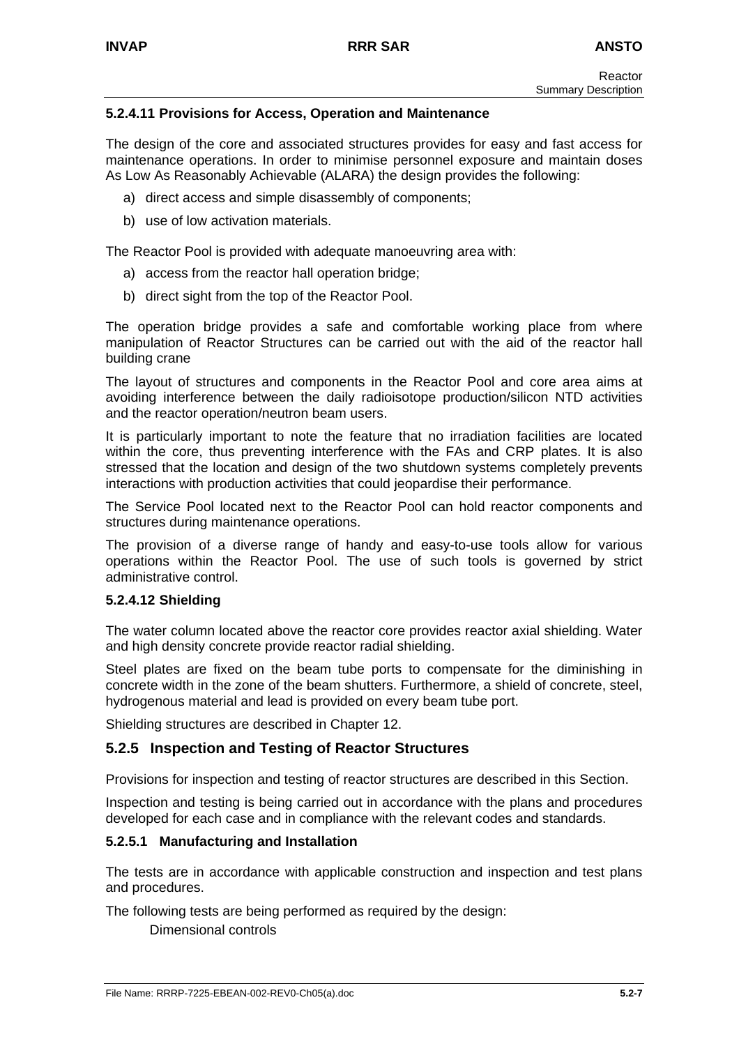#### 5.2.4.11 Provisions for Access, Operation and Maintenance

The design of the core and associated structures provides for easy and fast access for maintenance operations. In order to minimise personnel exposure and maintain doses As Low As Reasonably Achievable (ALARA) the design provides the following:

a) direct access and simple disassembly of components;

b) use of low activation materials.

The Reactor Pool is provided with adequate manoeuvring area with:

a) access from the reactor hall operation bridge;

b) direct sight from the top of the Reactor Pool.

The operation bridge provides a safe and comfortable working place from where manipulation of Reactor Structures can be carried out with the aid of the reactor hall building crane

The layout of structures and components in the Reactor Pool and core area aims at avoiding interference between the daily radioisotope production/silicon NTD activities and the reactor operation/neutron beam users.

It is particularly important to note the feature that no irradiation facilities are located within the core, thus preventing interference with the FAs and CRP plates. It is also stressed that the location and design of the two shutdown systems completely prevents interactions with production activities that could jeopardise their performance.

The Service Pool located next to the Reactor Pool can hold reactor components and structures during maintenance operations.

The provision of a diverse range of handy and easy-to-use tools allow for various operations within the Reactor Pool. The use of such tools is governed by strict administrative control.

#### 5.2.4.12 Shielding

The water column located above the reactor core provides reactor axial shielding. Water and high density concrete provide reactor radial shielding.

Steel plates are fixed on the beam tube ports to compensate for the diminishing in concrete width in the zone of the beam shutters. Furthermore, a shield of concrete, steel, hydrogenous material and lead is provided on every beam tube port.

Shielding structures are described in Chapter 12.

### 5.2.5 Inspection and Testing of Reactor Structures

Provisions for inspection and testing of reactor structures are described in this Section.

Inspection and testing is being carried out in accordance with the plans and procedures developed for each case and in compliance with the relevant codes and standards.

#### 5.2.5.1 Manufacturing and Installation

The tests are in accordance with applicable construction and inspection and test plans and procedures.

The following tests are being performed as required by the design:

Dimensional controls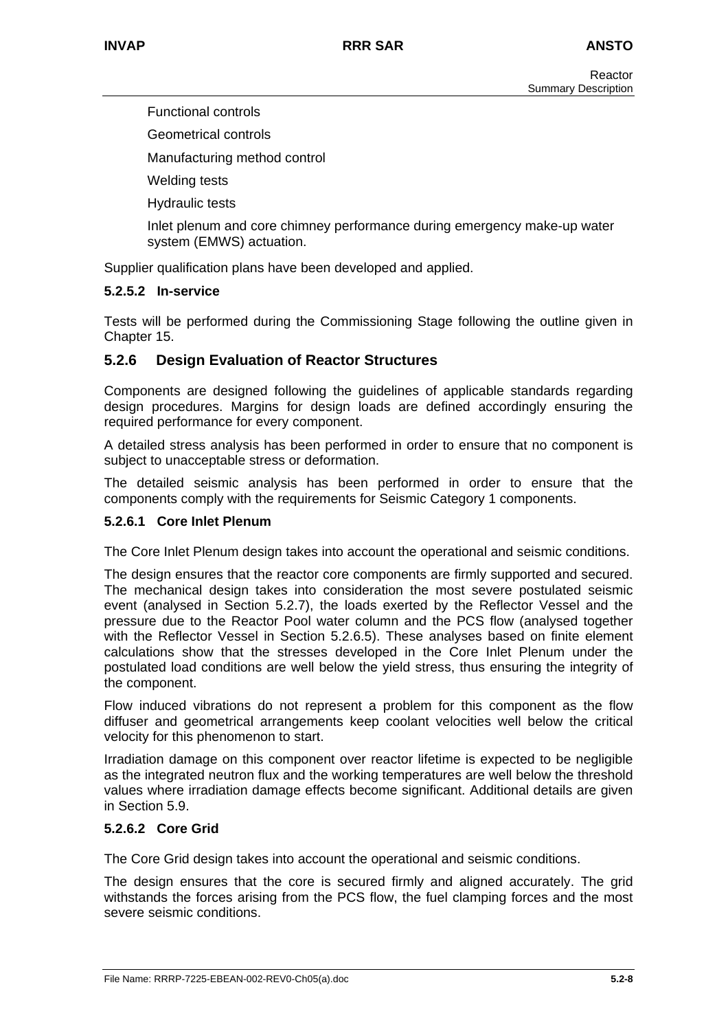- Functional controls
- Geometrical controls
- Manufacturing method control
- Welding tests
- Hydraulic tests
- Inlet plenum and core chimney performance during emergency make-up water system (EMWS) actuation.

Supplier qualification plans have been developed and applied.

#### 5.2.5.2 In-service

Tests will be performed during the Commissioning Stage following the outline given in Chapter 15.

### 5.2.6 Design Evaluation of Reactor Structures

Components are designed following the guidelines of applicable standards regarding design procedures. Margins for design loads are defined accordingly ensuring the required performance for every component.

A detailed stress analysis has been performed in order to ensure that no component is subject to unacceptable stress or deformation.

The detailed seismic analysis has been performed in order to ensure that the components comply with the requirements for Seismic Category 1 components.

#### 5.2.6.1 Core Inlet Plenum

The Core Inlet Plenum design takes into account the operational and seismic conditions.

The design ensures that the reactor core components are firmly supported and secured. The mechanical design takes into consideration the most severe postulated seismic event (analysed in Section 5.2.7), the loads exerted by the Reflector Vessel and the pressure due to the Reactor Pool water column and the PCS flow (analysed together with the Reflector Vessel in Section 5.2.6.5). These analyses based on finite element calculations show that the stresses developed in the Core Inlet Plenum under the postulated load conditions are well below the yield stress, thus ensuring the integrity of the component.

Flow induced vibrations do not represent a problem for this component as the flow diffuser and geometrical arrangements keep coolant velocities well below the critical velocity for this phenomenon to start.

Irradiation damage on this component over reactor lifetime is expected to be negligible as the integrated neutron flux and the working temperatures are well below the threshold values where irradiation damage effects become significant. Additional details are given in Section 5.9.

#### 5.2.6.2 Core Grid

The Core Grid design takes into account the operational and seismic conditions.

The design ensures that the core is secured firmly and aligned accurately. The grid withstands the forces arising from the PCS flow, the fuel clamping forces and the most severe seismic conditions.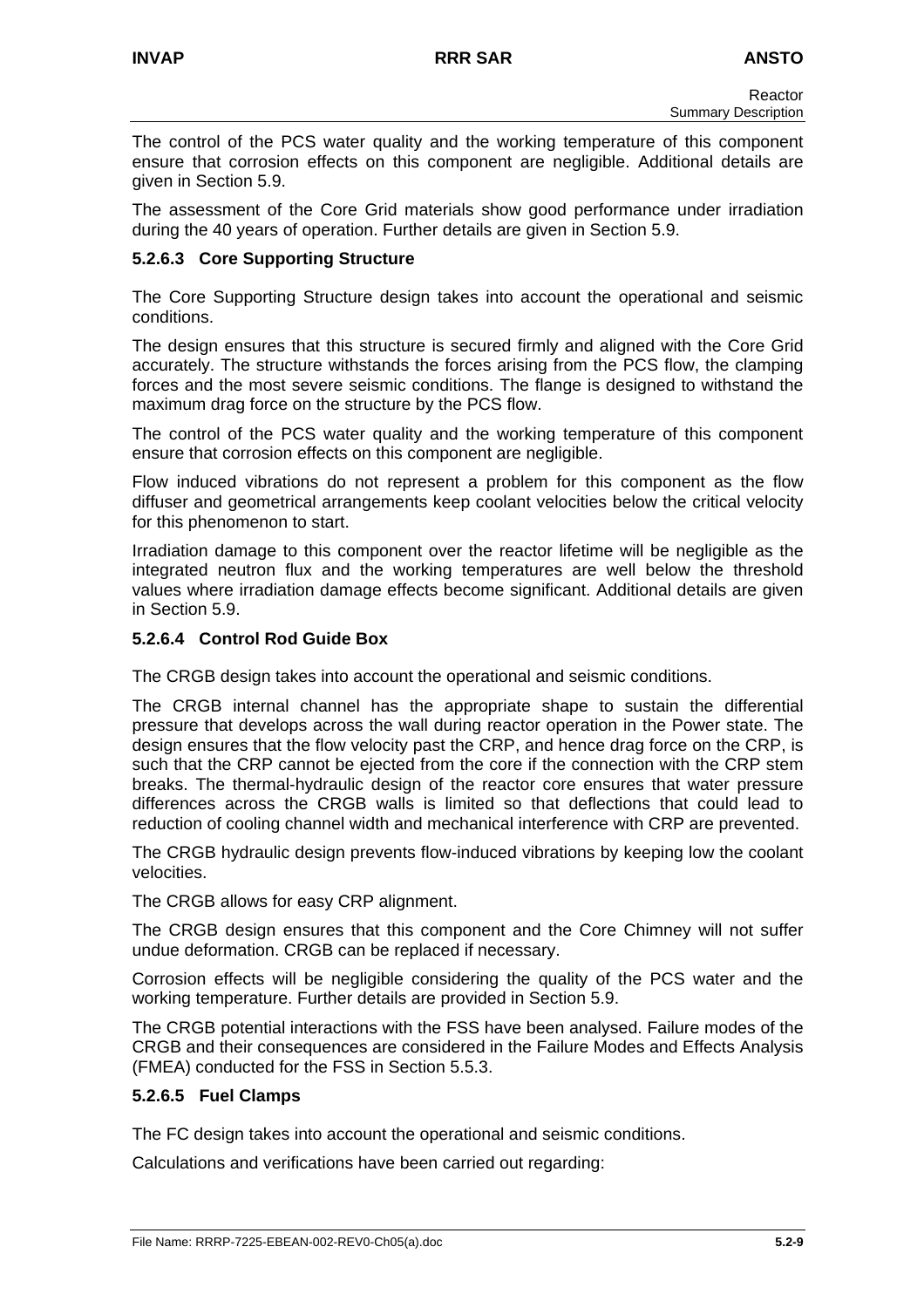The control of the PCS water quality and the working temperature of this component ensure that corrosion effects on this component are negligible. Additional details are given in Section 5.9.

The assessment of the Core Grid materials show good performance under irradiation during the 40 years of operation. Further details are given in Section 5.9.

#### 5.2.6.3 Core Supporting Structure

The Core Supporting Structure design takes into account the operational and seismic conditions.

The design ensures that this structure is secured firmly and aligned with the Core Grid accurately. The structure withstands the forces arising from the PCS flow, the clamping forces and the most severe seismic conditions. The flange is designed to withstand the maximum drag force on the structure by the PCS flow.

The control of the PCS water quality and the working temperature of this component ensure that corrosion effects on this component are negligible.

Flow induced vibrations do not represent a problem for this component as the flow diffuser and geometrical arrangements keep coolant velocities below the critical velocity for this phenomenon to start.

Irradiation damage to this component over the reactor lifetime will be negligible as the integrated neutron flux and the working temperatures are well below the threshold values where irradiation damage effects become significant. Additional details are given in Section 5.9.

#### 5.2.6.4 Control Rod Guide Box

The CRGB design takes into account the operational and seismic conditions.

The CRGB internal channel has the appropriate shape to sustain the differential pressure that develops across the wall during reactor operation in the Power state. The design ensures that the flow velocity past the CRP, and hence drag force on the CRP, is such that the CRP cannot be ejected from the core if the connection with the CRP stem breaks. The thermal-hydraulic design of the reactor core ensures that water pressure differences across the CRGB walls is limited so that deflections that could lead to reduction of cooling channel width and mechanical interference with CRP are prevented.

The CRGB hydraulic design prevents flow-induced vibrations by keeping low the coolant velocities.

The CRGB allows for easy CRP alignment.

The CRGB design ensures that this component and the Core Chimney will not suffer undue deformation. CRGB can be replaced if necessary.

Corrosion effects will be negligible considering the quality of the PCS water and the working temperature. Further details are provided in Section 5.9.

The CRGB potential interactions with the FSS have been analysed. Failure modes of the CRGB and their consequences are considered in the Failure Modes and Effects Analysis (FMEA) conducted for the FSS in Section 5.5.3.

#### 5.2.6.5 Fuel Clamps

The FC design takes into account the operational and seismic conditions.

Calculations and verifications have been carried out regarding: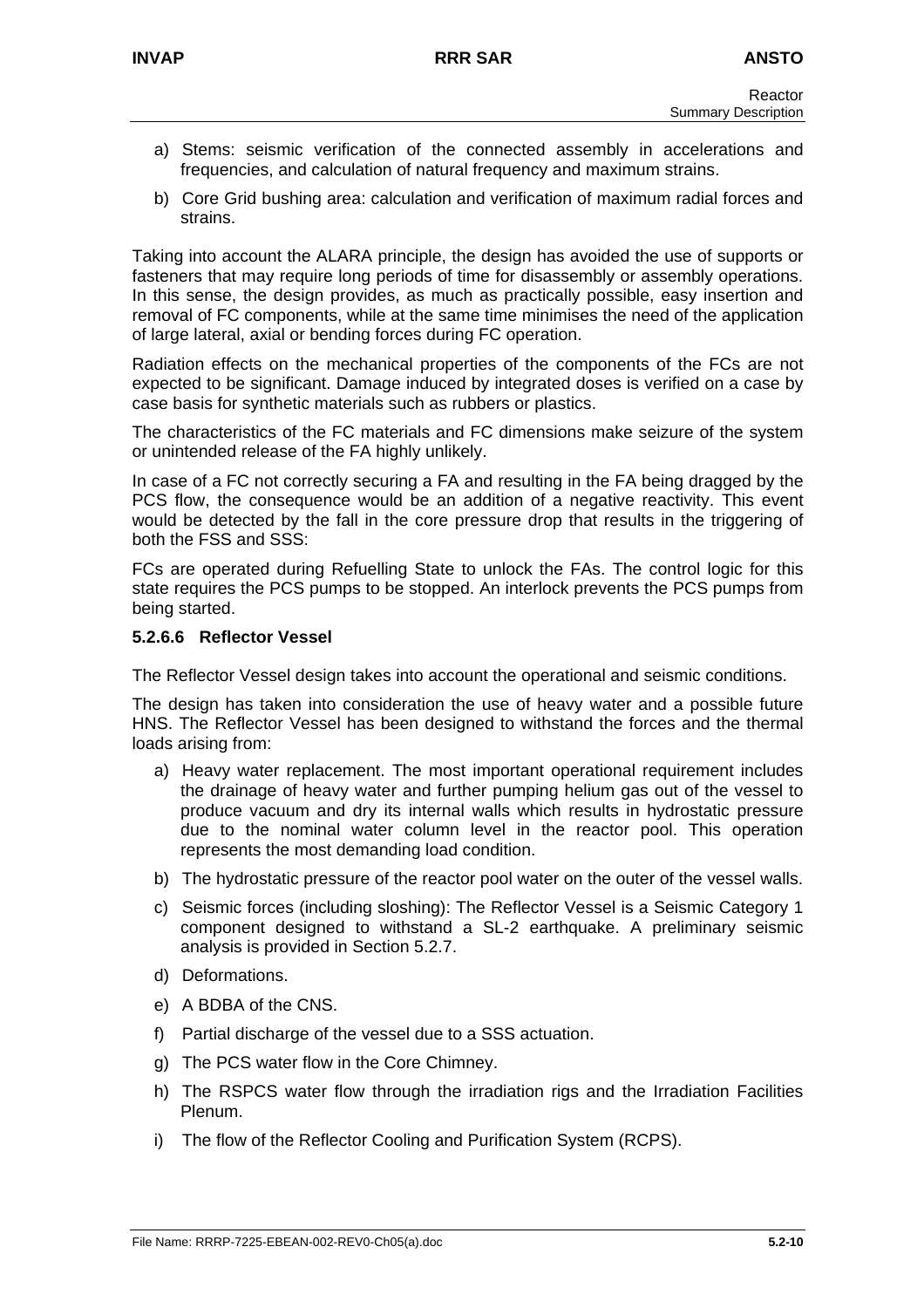a) Stems: seismic verification of the connected assembly in accelerations and frequencies, and calculation of natural frequency and maximum strains.

b) Core Grid bushing area: calculation and verification of maximum radial forces and strains.

Taking into account the ALARA principle, the design has avoided the use of supports or fasteners that may require long periods of time for disassembly or assembly operations. In this sense, the design provides, as much as practically possible, easy insertion and removal of FC components, while at the same time minimises the need of the application of large lateral, axial or bending forces during FC operation.

Radiation effects on the mechanical properties of the components of the FCs are not expected to be significant. Damage induced by integrated doses is verified on a case by case basis for synthetic materials such as rubbers or plastics.

The characteristics of the FC materials and FC dimensions make seizure of the system or unintended release of the FA highly unlikely.

In case of a FC not correctly securing a FA and resulting in the FA being dragged by the PCS flow, the consequence would be an addition of a negative reactivity. This event would be detected by the fall in the core pressure drop that results in the triggering of both the FSS and SSS:

FCs are operated during Refuelling State to unlock the FAs. The control logic for this state requires the PCS pumps to be stopped. An interlock prevents the PCS pumps from being started.

#### 5.2.6.6 Reflector Vessel

The Reflector Vessel design takes into account the operational and seismic conditions.

The design has taken into consideration the use of heavy water and a possible future HNS. The Reflector Vessel has been designed to withstand the forces and the thermal loads arising from:

a) Heavy water replacement. The most important operational requirement includes the drainage of heavy water and further pumping helium gas out of the vessel to produce vacuum and dry its internal walls which results in hydrostatic pressure due to the nominal water column level in the reactor pool. This operation represents the most demanding load condition.

b) The hydrostatic pressure of the reactor pool water on the outer of the vessel walls.

c) Seismic forces (including sloshing): The Reflector Vessel is a Seismic Category 1 component designed to withstand a SL-2 earthquake. A preliminary seismic analysis is provided in Section 5.2.7.

d) Deformations.

e) A BDBA of the CNS.

f) Partial discharge of the vessel due to a SSS actuation.

g) The PCS water flow in the Core Chimney.

h) The RSPCS water flow through the irradiation rigs and the Irradiation Facilities Plenum.

i) The flow of the Reflector Cooling and Purification System (RCPS).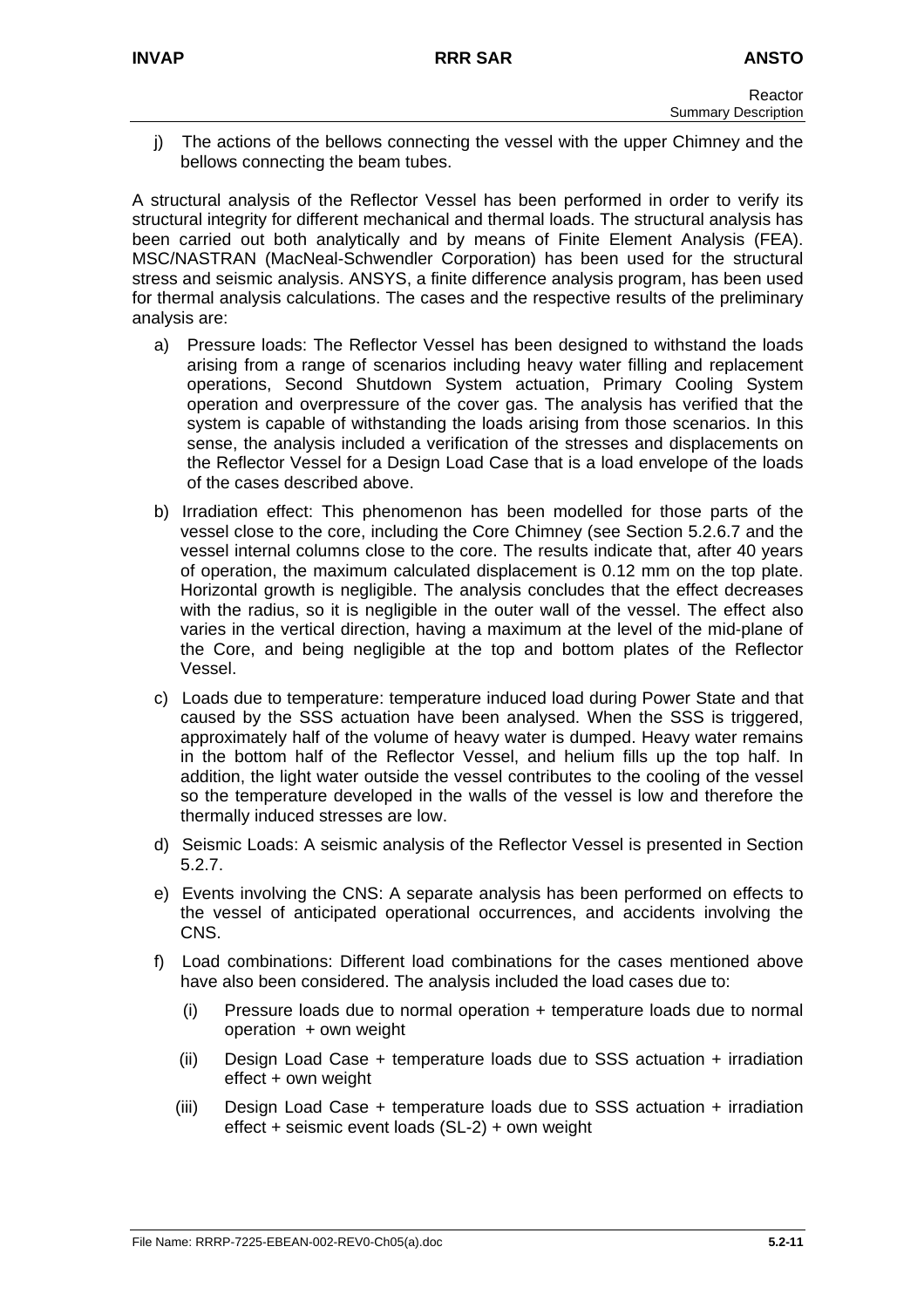j) The actions of the bellows connecting the vessel with the upper Chimney and the bellows connecting the beam tubes.

A structural analysis of the Reflector Vessel has been performed in order to verify its structural integrity for different mechanical and thermal loads. The structural analysis has been carried out both analytically and by means of Finite Element Analysis (FEA). MSC/NASTRAN (MacNeal-Schwendler Corporation) has been used for the structural stress and seismic analysis. ANSYS, a finite difference analysis program, has been used for thermal analysis calculations. The cases and the respective results of the preliminary analysis are:

a) Pressure loads: The Reflector Vessel has been designed to withstand the loads arising from a range of scenarios including heavy water filling and replacement operations, Second Shutdown System actuation, Primary Cooling System operation and overpressure of the cover gas. The analysis has verified that the system is capable of withstanding the loads arising from those scenarios. In this sense, the analysis included a verification of the stresses and displacements on the Reflector Vessel for a Design Load Case that is a load envelope of the loads of the cases described above.

b) Irradiation effect: This phenomenon has been modelled for those parts of the vessel close to the core, including the Core Chimney (see Section 5.2.6.7 and the vessel internal columns close to the core. The results indicate that, after 40 years of operation, the maximum calculated displacement is 0.12 mm on the top plate. Horizontal growth is negligible. The analysis concludes that the effect decreases with the radius, so it is negligible in the outer wall of the vessel. The effect also varies in the vertical direction, having a maximum at the level of the mid-plane of the Core, and being negligible at the top and bottom plates of the Reflector Vessel.

c) Loads due to temperature: temperature induced load during Power State and that caused by the SSS actuation have been analysed. When the SSS is triggered, approximately half of the volume of heavy water is dumped. Heavy water remains in the bottom half of the Reflector Vessel, and helium fills up the top half. In addition, the light water outside the vessel contributes to the cooling of the vessel so the temperature developed in the walls of the vessel is low and therefore the thermally induced stresses are low.

d) Seismic Loads: A seismic analysis of the Reflector Vessel is presented in Section 5.2.7.

e) Events involving the CNS: A separate analysis has been performed on effects to the vessel of anticipated operational occurrences, and accidents involving the CNS.

f) Load combinations: Different load combinations for the cases mentioned above have also been considered. The analysis included the load cases due to:

   (i) Pressure loads due to normal operation + temperature loads due to normal operation + own weight

   (ii) Design Load Case + temperature loads due to SSS actuation + irradiation effect + own weight

   (iii) Design Load Case + temperature loads due to SSS actuation + irradiation effect + seismic event loads (SL-2) + own weight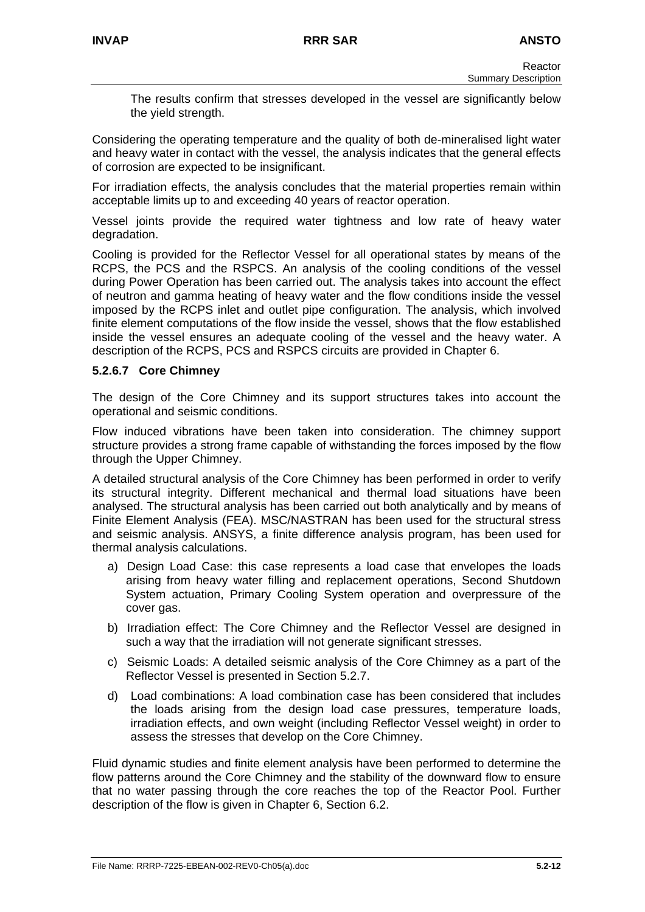The results confirm that stresses developed in the vessel are significantly below the yield strength.

Considering the operating temperature and the quality of both de-mineralised light water and heavy water in contact with the vessel, the analysis indicates that the general effects of corrosion are expected to be insignificant.

For irradiation effects, the analysis concludes that the material properties remain within acceptable limits up to and exceeding 40 years of reactor operation.

Vessel joints provide the required water tightness and low rate of heavy water degradation.

Cooling is provided for the Reflector Vessel for all operational states by means of the RCPS, the PCS and the RSPCS. An analysis of the cooling conditions of the vessel during Power Operation has been carried out. The analysis takes into account the effect of neutron and gamma heating of heavy water and the flow conditions inside the vessel imposed by the RCPS inlet and outlet pipe configuration. The analysis, which involved finite element computations of the flow inside the vessel, shows that the flow established inside the vessel ensures an adequate cooling of the vessel and the heavy water. A description of the RCPS, PCS and RSPCS circuits are provided in Chapter 6.

#### 5.2.6.7 Core Chimney

The design of the Core Chimney and its support structures takes into account the operational and seismic conditions.

Flow induced vibrations have been taken into consideration. The chimney support structure provides a strong frame capable of withstanding the forces imposed by the flow through the Upper Chimney.

A detailed structural analysis of the Core Chimney has been performed in order to verify its structural integrity. Different mechanical and thermal load situations have been analysed. The structural analysis has been carried out both analytically and by means of Finite Element Analysis (FEA). MSC/NASTRAN has been used for the structural stress and seismic analysis. ANSYS, a finite difference analysis program, has been used for thermal analysis calculations.

a) Design Load Case: this case represents a load case that envelopes the loads arising from heavy water filling and replacement operations, Second Shutdown System actuation, Primary Cooling System operation and overpressure of the cover gas.

b) Irradiation effect: The Core Chimney and the Reflector Vessel are designed in such a way that the irradiation will not generate significant stresses.

c) Seismic Loads: A detailed seismic analysis of the Core Chimney as a part of the Reflector Vessel is presented in Section 5.2.7.

d) Load combinations: A load combination case has been considered that includes the loads arising from the design load case pressures, temperature loads, irradiation effects, and own weight (including Reflector Vessel weight) in order to assess the stresses that develop on the Core Chimney.

Fluid dynamic studies and finite element analysis have been performed to determine the flow patterns around the Core Chimney and the stability of the downward flow to ensure that no water passing through the core reaches the top of the Reactor Pool. Further description of the flow is given in Chapter 6, Section 6.2.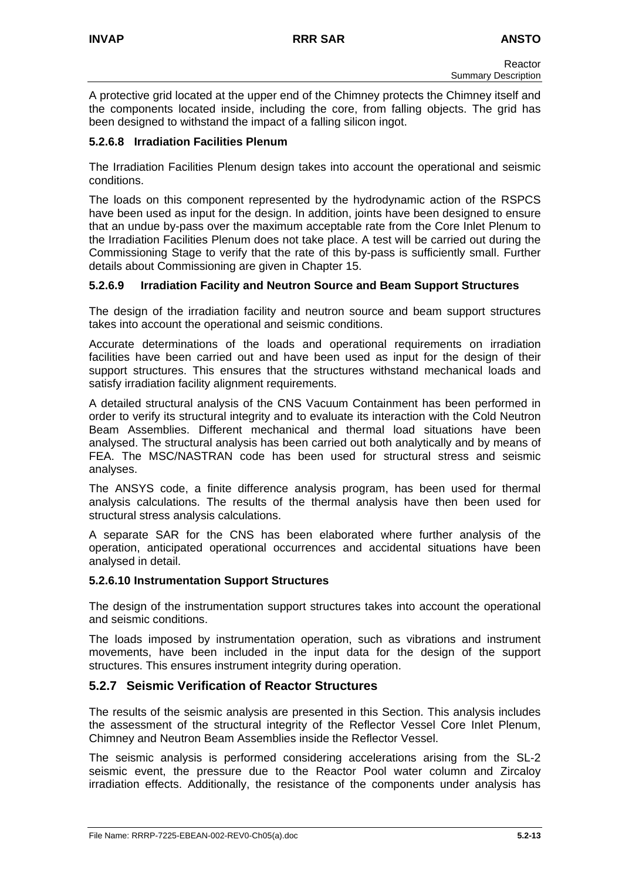A protective grid located at the upper end of the Chimney protects the Chimney itself and the components located inside, including the core, from falling objects. The grid has been designed to withstand the impact of a falling silicon ingot.

#### 5.2.6.8 Irradiation Facilities Plenum

The Irradiation Facilities Plenum design takes into account the operational and seismic conditions.

The loads on this component represented by the hydrodynamic action of the RSPCS have been used as input for the design. In addition, joints have been designed to ensure that an undue by-pass over the maximum acceptable rate from the Core Inlet Plenum to the Irradiation Facilities Plenum does not take place. A test will be carried out during the Commissioning Stage to verify that the rate of this by-pass is sufficiently small. Further details about Commissioning are given in Chapter 15.

#### 5.2.6.9 Irradiation Facility and Neutron Source and Beam Support Structures

The design of the irradiation facility and neutron source and beam support structures takes into account the operational and seismic conditions.

Accurate determinations of the loads and operational requirements on irradiation facilities have been carried out and have been used as input for the design of their support structures. This ensures that the structures withstand mechanical loads and satisfy irradiation facility alignment requirements.

A detailed structural analysis of the CNS Vacuum Containment has been performed in order to verify its structural integrity and to evaluate its interaction with the Cold Neutron Beam Assemblies. Different mechanical and thermal load situations have been analysed. The structural analysis has been carried out both analytically and by means of FEA. The MSC/NASTRAN code has been used for structural stress and seismic analyses.

The ANSYS code, a finite difference analysis program, has been used for thermal analysis calculations. The results of the thermal analysis have then been used for structural stress analysis calculations.

A separate SAR for the CNS has been elaborated where further analysis of the operation, anticipated operational occurrences and accidental situations have been analysed in detail.

#### 5.2.6.10 Instrumentation Support Structures

The design of the instrumentation support structures takes into account the operational and seismic conditions.

The loads imposed by instrumentation operation, such as vibrations and instrument movements, have been included in the input data for the design of the support structures. This ensures instrument integrity during operation.

### 5.2.7 Seismic Verification of Reactor Structures

The results of the seismic analysis are presented in this Section. This analysis includes the assessment of the structural integrity of the Reflector Vessel Core Inlet Plenum, Chimney and Neutron Beam Assemblies inside the Reflector Vessel.

The seismic analysis is performed considering accelerations arising from the SL-2 seismic event, the pressure due to the Reactor Pool water column and Zircaloy irradiation effects. Additionally, the resistance of the components under analysis has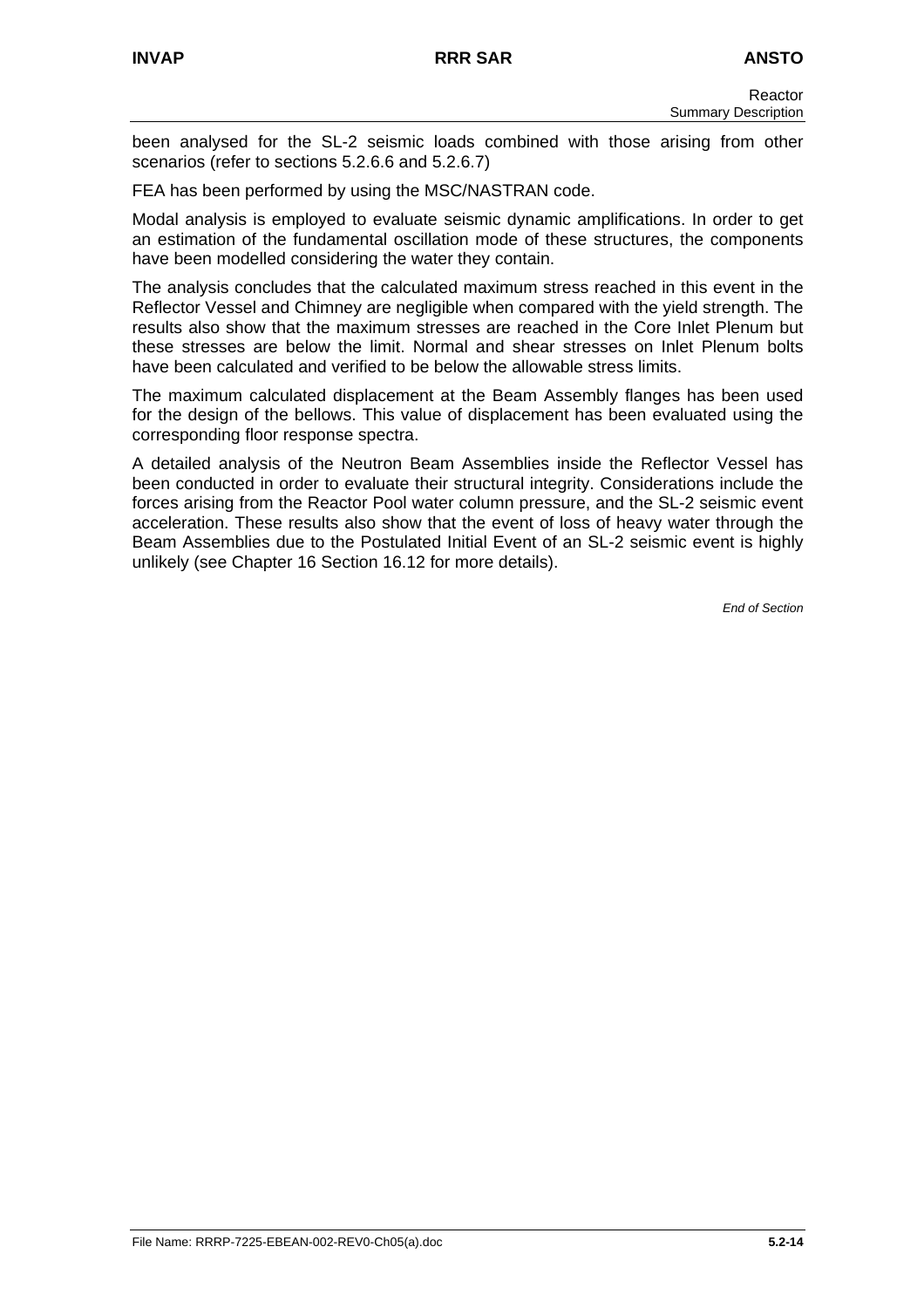been analysed for the SL-2 seismic loads combined with those arising from other scenarios (refer to sections 5.2.6.6 and 5.2.6.7)

FEA has been performed by using the MSC/NASTRAN code.

Modal analysis is employed to evaluate seismic dynamic amplifications. In order to get an estimation of the fundamental oscillation mode of these structures, the components have been modelled considering the water they contain.

The analysis concludes that the calculated maximum stress reached in this event in the Reflector Vessel and Chimney are negligible when compared with the yield strength. The results also show that the maximum stresses are reached in the Core Inlet Plenum but these stresses are below the limit. Normal and shear stresses on Inlet Plenum bolts have been calculated and verified to be below the allowable stress limits.

The maximum calculated displacement at the Beam Assembly flanges has been used for the design of the bellows. This value of displacement has been evaluated using the corresponding floor response spectra.

A detailed analysis of the Neutron Beam Assemblies inside the Reflector Vessel has been conducted in order to evaluate their structural integrity. Considerations include the forces arising from the Reactor Pool water column pressure, and the SL-2 seismic event acceleration. These results also show that the event of loss of heavy water through the Beam Assemblies due to the Postulated Initial Event of an SL-2 seismic event is highly unlikely (see Chapter 16 Section 16.12 for more details).

*End of Section*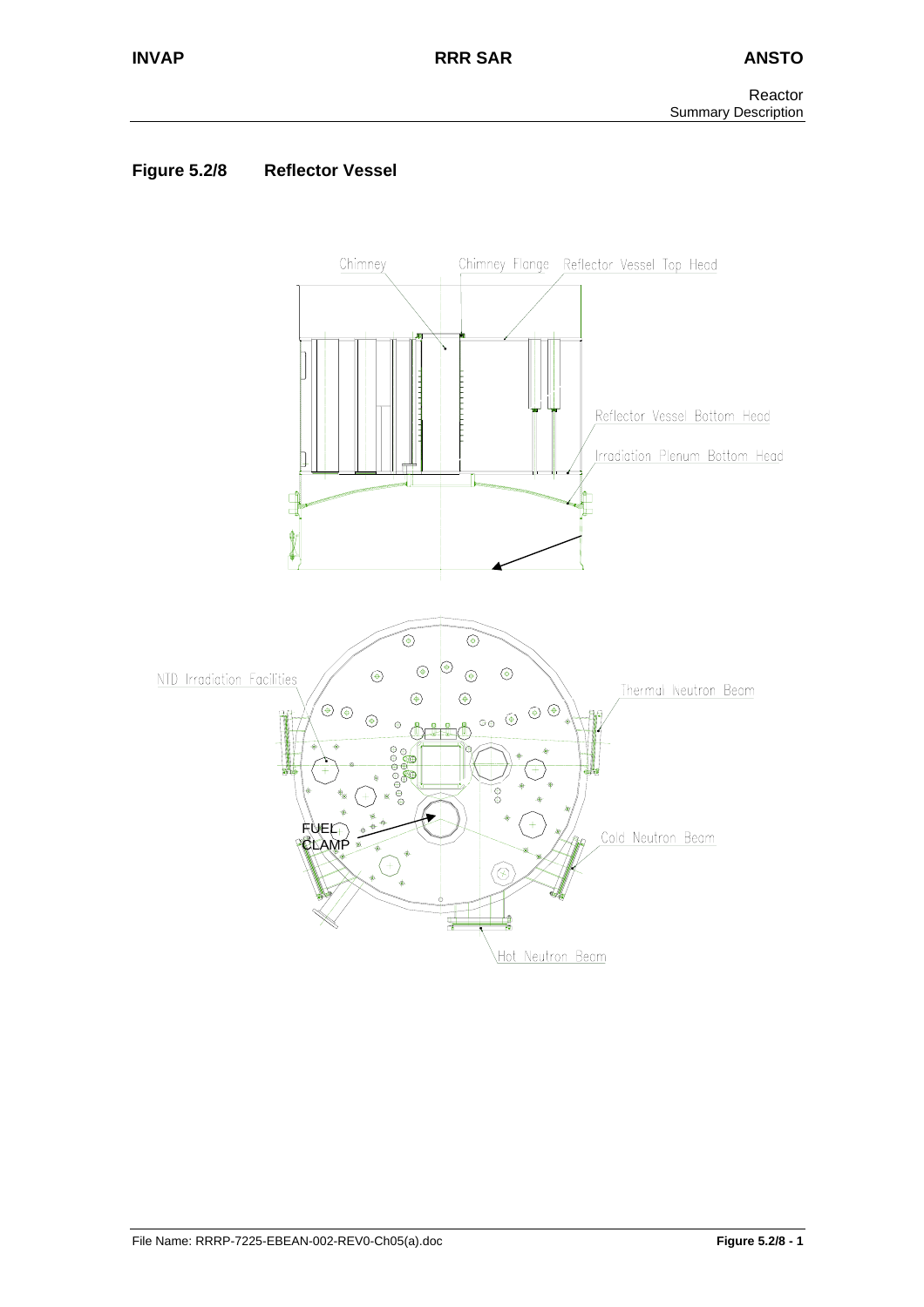## Figure 5.2/8 Reflector Vessel

Chimney

Chimney Flange

Reflector Vessel Top Head

Reflector Vessel Bottom Head

Irradiation Plenum Bottom Head

NTD Irradiation Facilities

Thermal Neutron Beam

FUEL CLAMP

Cold Neutron Beam

Hot Neutron Beam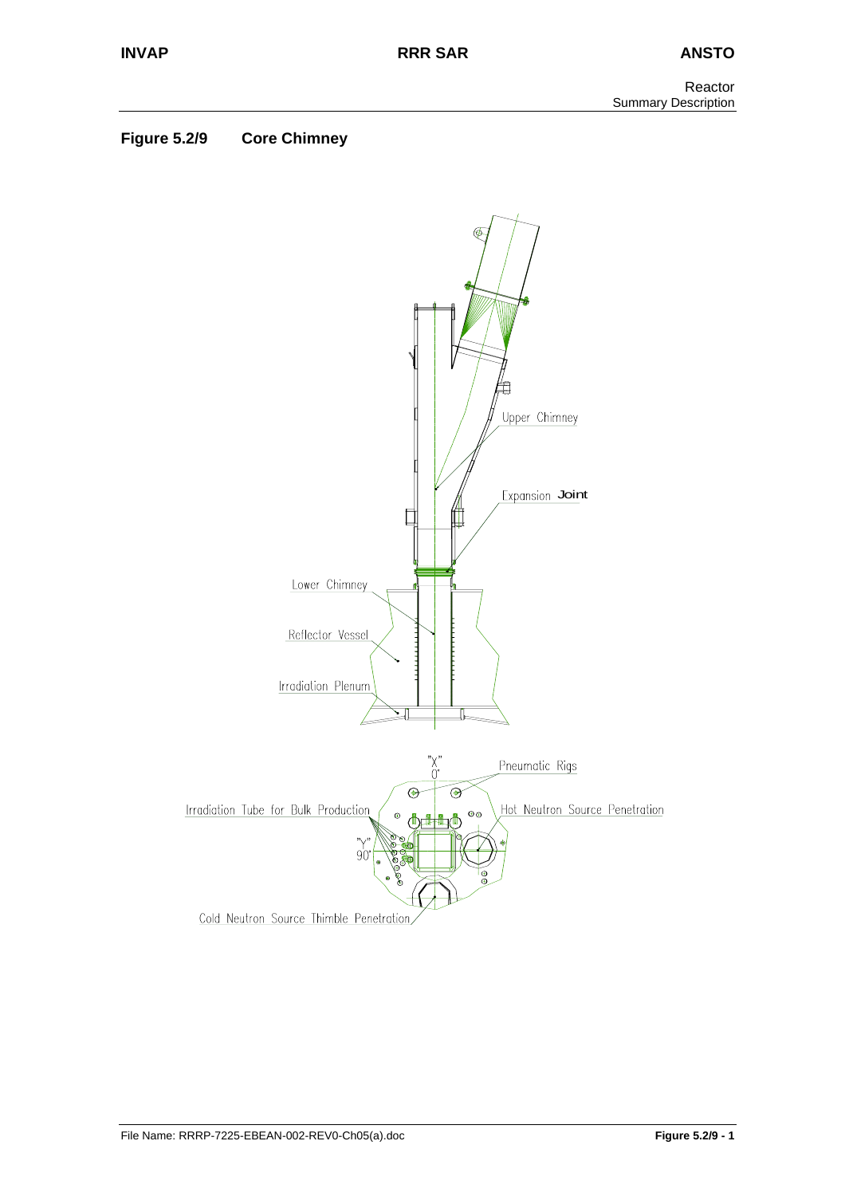## Figure 5.2/9 Core Chimney

Upper Chimney

Expansion Joint

Lower Chimney

Reflector Vessel

Irradiation Plenum

"X" 0°

Pneumatic Rigs

Irradiation Tube for Bulk Production

Hot Neutron Source Penetration

"Y" 90°

Cold Neutron Source Thimble Penetration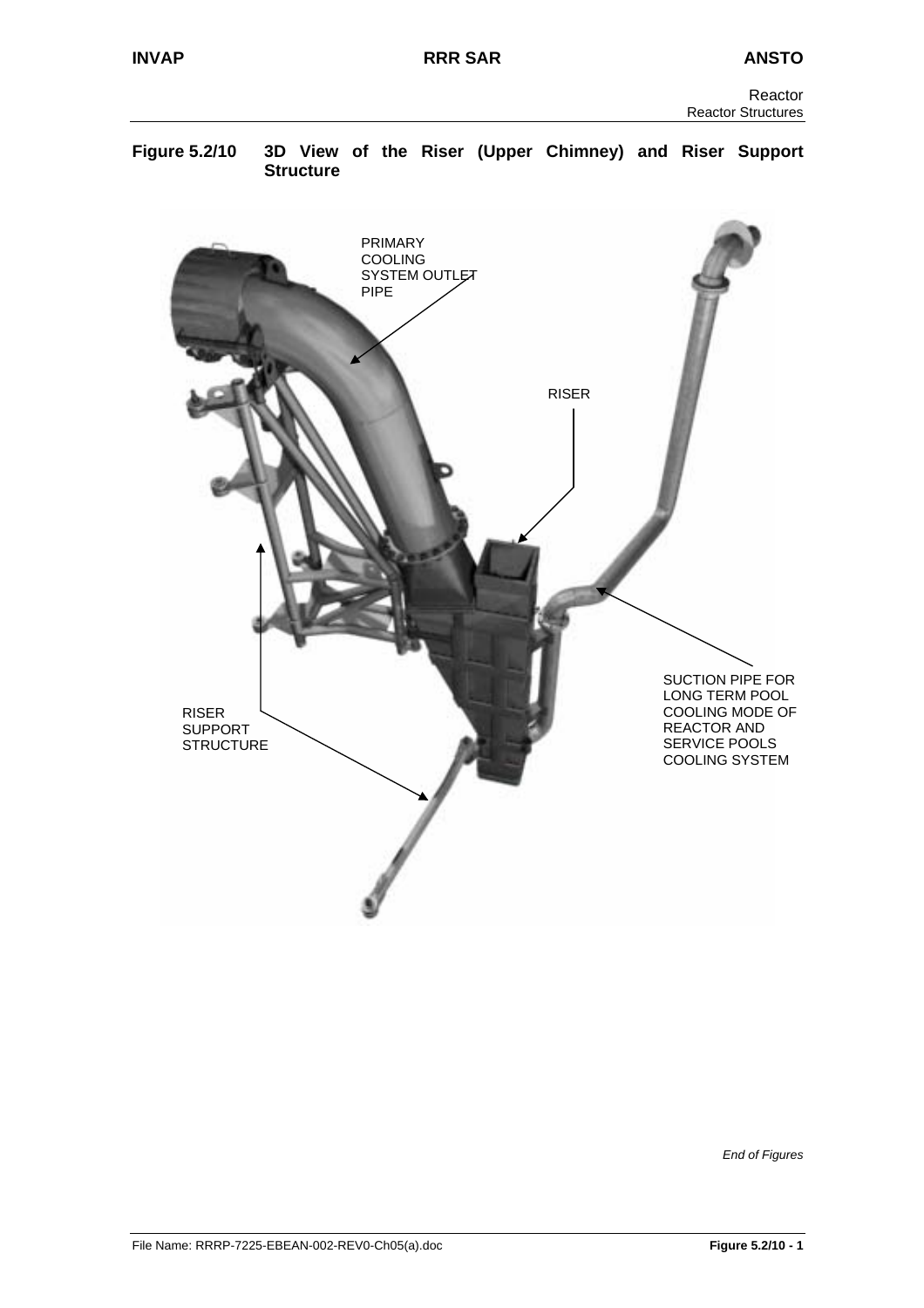**Figure 5.2/10 3D View of the Riser (Upper Chimney) and Riser Support Structure**

PRIMARY COOLING SYSTEM OUTLET PIPE

RISER

SUCTION PIPE FOR LONG TERM POOL COOLING MODE OF REACTOR AND SERVICE POOLS COOLING SYSTEM

RISER SUPPORT STRUCTURE

*End of Figures*